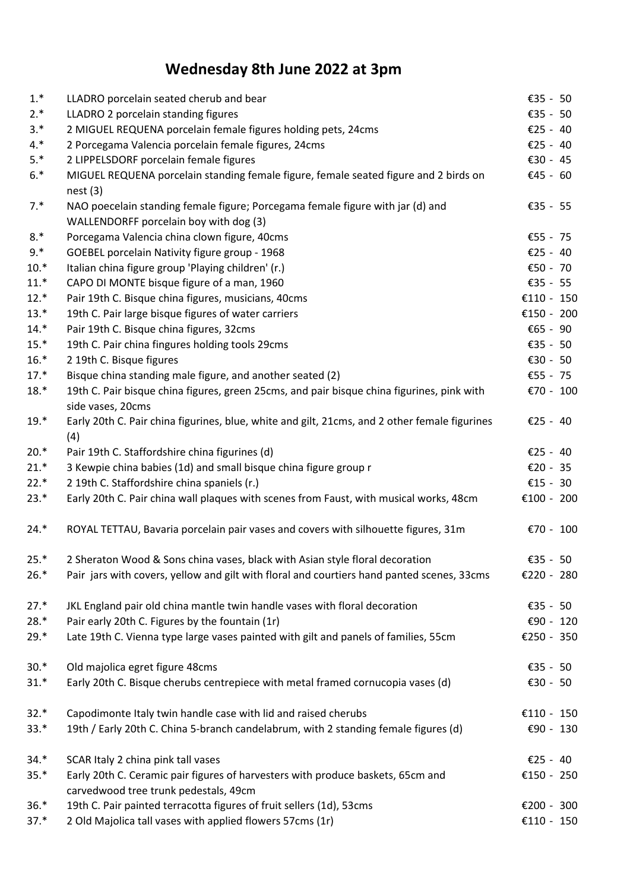# Wednesday 8th June 2022 at 3pm

| Lot | Description | Estimate |
|---|---|---|
| 1.* | LLADRO porcelain seated cherub and bear | €35 - 50 |
| 2.* | LLADRO 2 porcelain standing figures | €35 - 50 |
| 3.* | 2 MIGUEL REQUENA porcelain female figures holding pets, 24cms | €25 - 40 |
| 4.* | 2 Porcegama Valencia porcelain female figures, 24cms | €25 - 40 |
| 5.* | 2 LIPPELSDORF porcelain female figures | €30 - 45 |
| 6.* | MIGUEL REQUENA porcelain standing female figure, female seated figure and 2 birds on nest (3) | €45 - 60 |
| 7.* | NAO poecelain standing female figure; Porcegama female figure with jar (d) and WALLENDORFF porcelain boy with dog (3) | €35 - 55 |
| 8.* | Porcegama Valencia china clown figure, 40cms | €55 - 75 |
| 9.* | GOEBEL porcelain Nativity figure group - 1968 | €25 - 40 |
| 10.* | Italian china figure group 'Playing children' (r.) | €50 - 70 |
| 11.* | CAPO DI MONTE bisque figure of a man, 1960 | €35 - 55 |
| 12.* | Pair 19th C. Bisque china figures, musicians, 40cms | €110 - 150 |
| 13.* | 19th C. Pair large bisque figures of water carriers | €150 - 200 |
| 14.* | Pair 19th C. Bisque china figures, 32cms | €65 - 90 |
| 15.* | 19th C. Pair china fingures holding tools 29cms | €35 - 50 |
| 16.* | 2 19th C. Bisque figures | €30 - 50 |
| 17.* | Bisque china standing male figure, and another seated (2) | €55 - 75 |
| 18.* | 19th C. Pair bisque china figures, green 25cms, and pair bisque china figurines, pink with side vases, 20cms | €70 - 100 |
| 19.* | Early 20th C. Pair china figurines, blue, white and gilt, 21cms, and 2 other female figurines (4) | €25 - 40 |
| 20.* | Pair 19th C. Staffordshire china figurines (d) | €25 - 40 |
| 21.* | 3 Kewpie china babies (1d) and small bisque china figure group r | €20 - 35 |
| 22.* | 2 19th C. Staffordshire china spaniels (r.) | €15 - 30 |
| 23.* | Early 20th C. Pair china wall plaques with scenes from Faust, with musical works, 48cm | €100 - 200 |
| 24.* | ROYAL TETTAU, Bavaria porcelain pair vases and covers with silhouette figures, 31m | €70 - 100 |
| 25.* | 2 Sheraton Wood & Sons china vases, black with Asian style floral decoration | €35 - 50 |
| 26.* | Pair jars with covers, yellow and gilt with floral and courtiers hand panted scenes, 33cms | €220 - 280 |
| 27.* | JKL England pair old china mantle twin handle vases with floral decoration | €35 - 50 |
| 28.* | Pair early 20th C. Figures by the fountain (1r) | €90 - 120 |
| 29.* | Late 19th C. Vienna type large vases painted with gilt and panels of families, 55cm | €250 - 350 |
| 30.* | Old majolica egret figure 48cms | €35 - 50 |
| 31.* | Early 20th C. Bisque cherubs centrepiece with metal framed cornucopia vases (d) | €30 - 50 |
| 32.* | Capodimonte Italy twin handle case with lid and raised cherubs | €110 - 150 |
| 33.* | 19th / Early 20th C. China 5-branch candelabrum, with 2 standing female figures (d) | €90 - 130 |
| 34.* | SCAR Italy 2 china pink tall vases | €25 - 40 |
| 35.* | Early 20th C. Ceramic pair figures of harvesters with produce baskets, 65cm and carvedwood tree trunk pedestals, 49cm | €150 - 250 |
| 36.* | 19th C. Pair painted terracotta figures of fruit sellers (1d), 53cms | €200 - 300 |
| 37.* | 2 Old Majolica tall vases with applied flowers 57cms (1r) | €110 - 150 |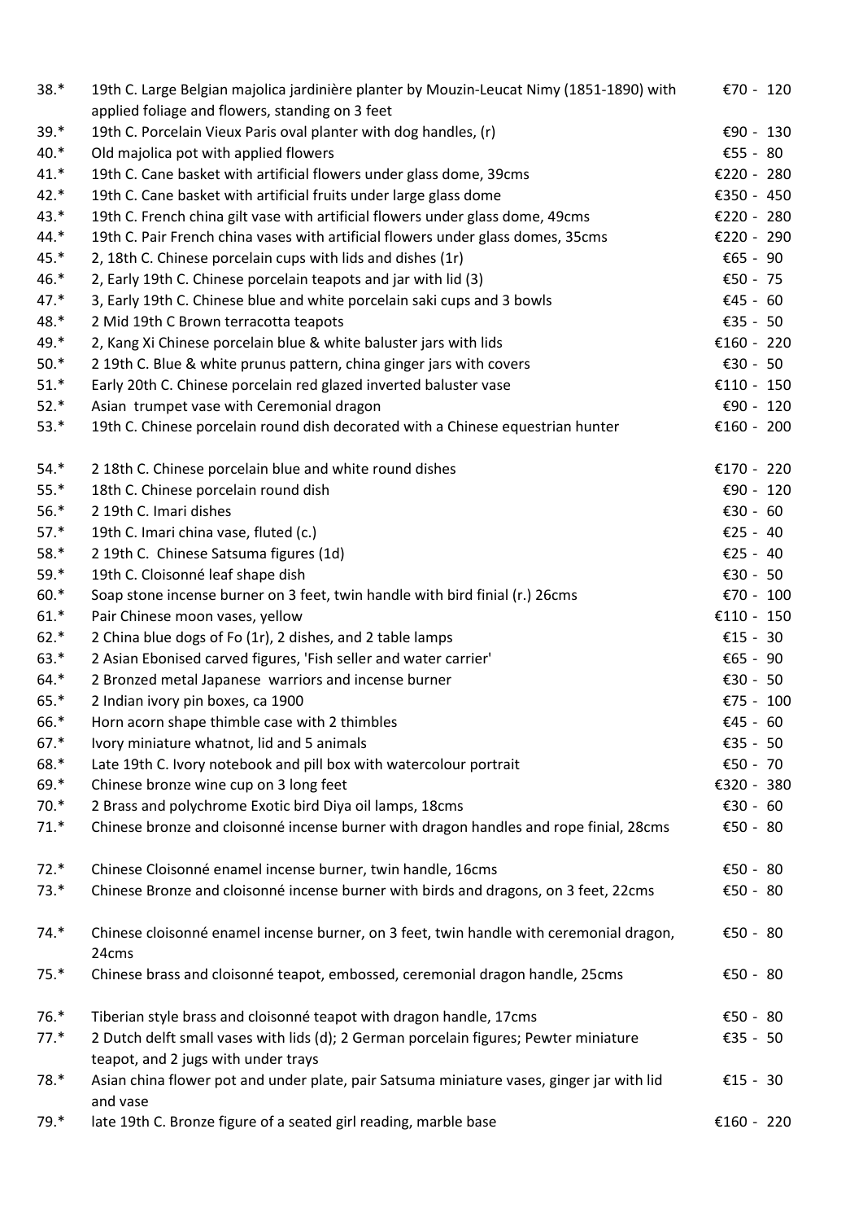| | | |
|---|---|---|
| 38.* | 19th C. Large Belgian majolica jardinière planter by Mouzin-Leucat Nimy (1851-1890) with applied foliage and flowers, standing on 3 feet | €70 - 120 |
| 39.* | 19th C. Porcelain Vieux Paris oval planter with dog handles, (r) | €90 - 130 |
| 40.* | Old majolica pot with applied flowers | €55 - 80 |
| 41.* | 19th C. Cane basket with artificial flowers under glass dome, 39cms | €220 - 280 |
| 42.* | 19th C. Cane basket with artificial fruits under large glass dome | €350 - 450 |
| 43.* | 19th C. French china gilt vase with artificial flowers under glass dome, 49cms | €220 - 280 |
| 44.* | 19th C. Pair French china vases with artificial flowers under glass domes, 35cms | €220 - 290 |
| 45.* | 2, 18th C. Chinese porcelain cups with lids and dishes (1r) | €65 - 90 |
| 46.* | 2, Early 19th C. Chinese porcelain teapots and jar with lid (3) | €50 - 75 |
| 47.* | 3, Early 19th C. Chinese blue and white porcelain saki cups and 3 bowls | €45 - 60 |
| 48.* | 2 Mid 19th C Brown terracotta teapots | €35 - 50 |
| 49.* | 2, Kang Xi Chinese porcelain blue & white baluster jars with lids | €160 - 220 |
| 50.* | 2 19th C. Blue & white prunus pattern, china ginger jars with covers | €30 - 50 |
| 51.* | Early 20th C. Chinese porcelain red glazed inverted baluster vase | €110 - 150 |
| 52.* | Asian trumpet vase with Ceremonial dragon | €90 - 120 |
| 53.* | 19th C. Chinese porcelain round dish decorated with a Chinese equestrian hunter | €160 - 200 |
| 54.* | 2 18th C. Chinese porcelain blue and white round dishes | €170 - 220 |
| 55.* | 18th C. Chinese porcelain round dish | €90 - 120 |
| 56.* | 2 19th C. Imari dishes | €30 - 60 |
| 57.* | 19th C. Imari china vase, fluted (c.) | €25 - 40 |
| 58.* | 2 19th C. Chinese Satsuma figures (1d) | €25 - 40 |
| 59.* | 19th C. Cloisonné leaf shape dish | €30 - 50 |
| 60.* | Soap stone incense burner on 3 feet, twin handle with bird finial (r.) 26cms | €70 - 100 |
| 61.* | Pair Chinese moon vases, yellow | €110 - 150 |
| 62.* | 2 China blue dogs of Fo (1r), 2 dishes, and 2 table lamps | €15 - 30 |
| 63.* | 2 Asian Ebonised carved figures, 'Fish seller and water carrier' | €65 - 90 |
| 64.* | 2 Bronzed metal Japanese warriors and incense burner | €30 - 50 |
| 65.* | 2 Indian ivory pin boxes, ca 1900 | €75 - 100 |
| 66.* | Horn acorn shape thimble case with 2 thimbles | €45 - 60 |
| 67.* | Ivory miniature whatnot, lid and 5 animals | €35 - 50 |
| 68.* | Late 19th C. Ivory notebook and pill box with watercolour portrait | €50 - 70 |
| 69.* | Chinese bronze wine cup on 3 long feet | €320 - 380 |
| 70.* | 2 Brass and polychrome Exotic bird Diya oil lamps, 18cms | €30 - 60 |
| 71.* | Chinese bronze and cloisonné incense burner with dragon handles and rope finial, 28cms | €50 - 80 |
| 72.* | Chinese Cloisonné enamel incense burner, twin handle, 16cms | €50 - 80 |
| 73.* | Chinese Bronze and cloisonné incense burner with birds and dragons, on 3 feet, 22cms | €50 - 80 |
| 74.* | Chinese cloisonné enamel incense burner, on 3 feet, twin handle with ceremonial dragon, 24cms | €50 - 80 |
| 75.* | Chinese brass and cloisonné teapot, embossed, ceremonial dragon handle, 25cms | €50 - 80 |
| 76.* | Tiberian style brass and cloisonné teapot with dragon handle, 17cms | €50 - 80 |
| 77.* | 2 Dutch delft small vases with lids (d); 2 German porcelain figures; Pewter miniature teapot, and 2 jugs with under trays | €35 - 50 |
| 78.* | Asian china flower pot and under plate, pair Satsuma miniature vases, ginger jar with lid and vase | €15 - 30 |
| 79.* | late 19th C. Bronze figure of a seated girl reading, marble base | €160 - 220 |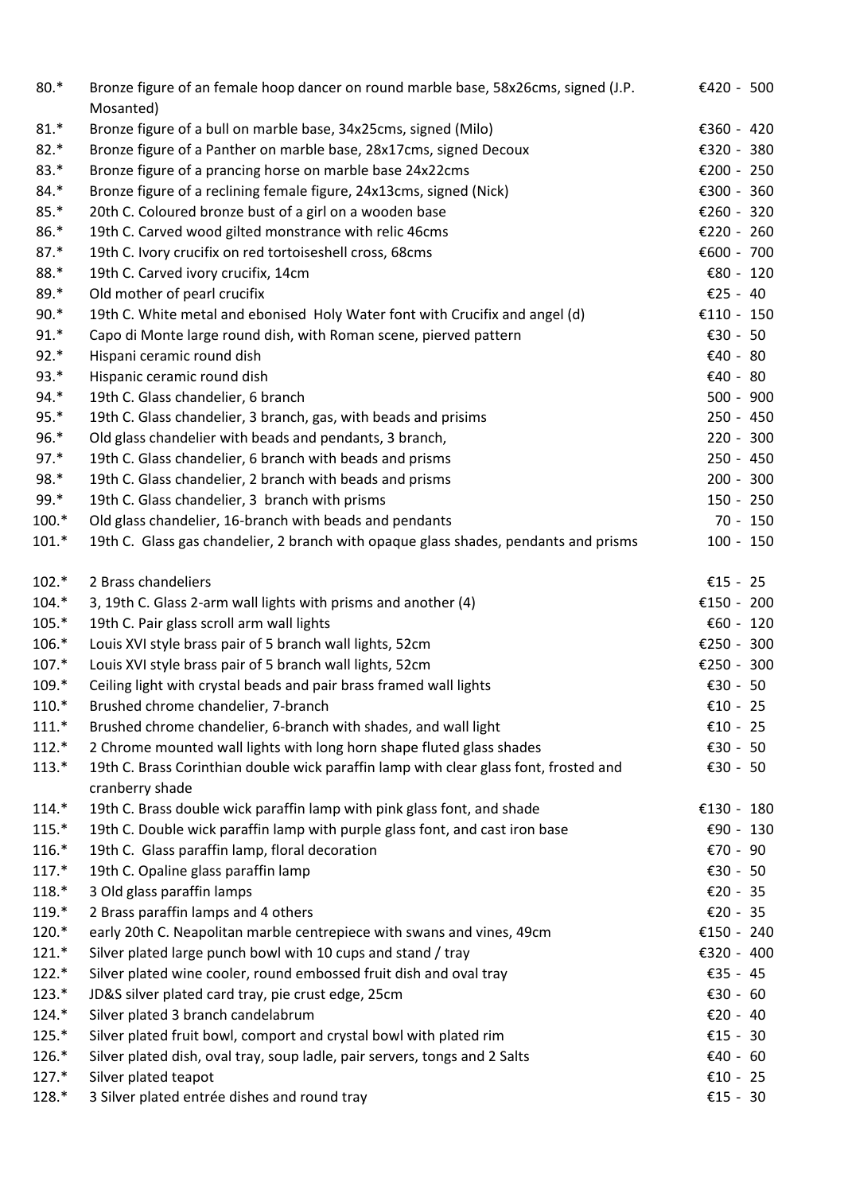| | | |
|---|---|---|
| 80.* | Bronze figure of an female hoop dancer on round marble base, 58x26cms, signed (J.P. Mosanted) | €420 - 500 |
| 81.* | Bronze figure of a bull on marble base, 34x25cms, signed (Milo) | €360 - 420 |
| 82.* | Bronze figure of a Panther on marble base, 28x17cms, signed Decoux | €320 - 380 |
| 83.* | Bronze figure of a prancing horse on marble base 24x22cms | €200 - 250 |
| 84.* | Bronze figure of a reclining female figure, 24x13cms, signed (Nick) | €300 - 360 |
| 85.* | 20th C. Coloured bronze bust of a girl on a wooden base | €260 - 320 |
| 86.* | 19th C. Carved wood gilted monstrance with relic 46cms | €220 - 260 |
| 87.* | 19th C. Ivory crucifix on red tortoiseshell cross, 68cms | €600 - 700 |
| 88.* | 19th C. Carved ivory crucifix, 14cm | €80 - 120 |
| 89.* | Old mother of pearl crucifix | €25 - 40 |
| 90.* | 19th C. White metal and ebonised Holy Water font with Crucifix and angel (d) | €110 - 150 |
| 91.* | Capo di Monte large round dish, with Roman scene, pierved pattern | €30 - 50 |
| 92.* | Hispani ceramic round dish | €40 - 80 |
| 93.* | Hispanic ceramic round dish | €40 - 80 |
| 94.* | 19th C. Glass chandelier, 6 branch | 500 - 900 |
| 95.* | 19th C. Glass chandelier, 3 branch, gas, with beads and prisims | 250 - 450 |
| 96.* | Old glass chandelier with beads and pendants, 3 branch, | 220 - 300 |
| 97.* | 19th C. Glass chandelier, 6 branch with beads and prisms | 250 - 450 |
| 98.* | 19th C. Glass chandelier, 2 branch with beads and prisms | 200 - 300 |
| 99.* | 19th C. Glass chandelier, 3 branch with prisms | 150 - 250 |
| 100.* | Old glass chandelier, 16-branch with beads and pendants | 70 - 150 |
| 101.* | 19th C. Glass gas chandelier, 2 branch with opaque glass shades, pendants and prisms | 100 - 150 |
| 102.* | 2 Brass chandeliers | €15 - 25 |
| 104.* | 3, 19th C. Glass 2-arm wall lights with prisms and another (4) | €150 - 200 |
| 105.* | 19th C. Pair glass scroll arm wall lights | €60 - 120 |
| 106.* | Louis XVI style brass pair of 5 branch wall lights, 52cm | €250 - 300 |
| 107.* | Louis XVI style brass pair of 5 branch wall lights, 52cm | €250 - 300 |
| 109.* | Ceiling light with crystal beads and pair brass framed wall lights | €30 - 50 |
| 110.* | Brushed chrome chandelier, 7-branch | €10 - 25 |
| 111.* | Brushed chrome chandelier, 6-branch with shades, and wall light | €10 - 25 |
| 112.* | 2 Chrome mounted wall lights with long horn shape fluted glass shades | €30 - 50 |
| 113.* | 19th C. Brass Corinthian double wick paraffin lamp with clear glass font, frosted and cranberry shade | €30 - 50 |
| 114.* | 19th C. Brass double wick paraffin lamp with pink glass font, and shade | €130 - 180 |
| 115.* | 19th C. Double wick paraffin lamp with purple glass font, and cast iron base | €90 - 130 |
| 116.* | 19th C. Glass paraffin lamp, floral decoration | €70 - 90 |
| 117.* | 19th C. Opaline glass paraffin lamp | €30 - 50 |
| 118.* | 3 Old glass paraffin lamps | €20 - 35 |
| 119.* | 2 Brass paraffin lamps and 4 others | €20 - 35 |
| 120.* | early 20th C. Neapolitan marble centrepiece with swans and vines, 49cm | €150 - 240 |
| 121.* | Silver plated large punch bowl with 10 cups and stand / tray | €320 - 400 |
| 122.* | Silver plated wine cooler, round embossed fruit dish and oval tray | €35 - 45 |
| 123.* | JD&S silver plated card tray, pie crust edge, 25cm | €30 - 60 |
| 124.* | Silver plated 3 branch candelabrum | €20 - 40 |
| 125.* | Silver plated fruit bowl, comport and crystal bowl with plated rim | €15 - 30 |
| 126.* | Silver plated dish, oval tray, soup ladle, pair servers, tongs and 2 Salts | €40 - 60 |
| 127.* | Silver plated teapot | €10 - 25 |
| 128.* | 3 Silver plated entrée dishes and round tray | €15 - 30 |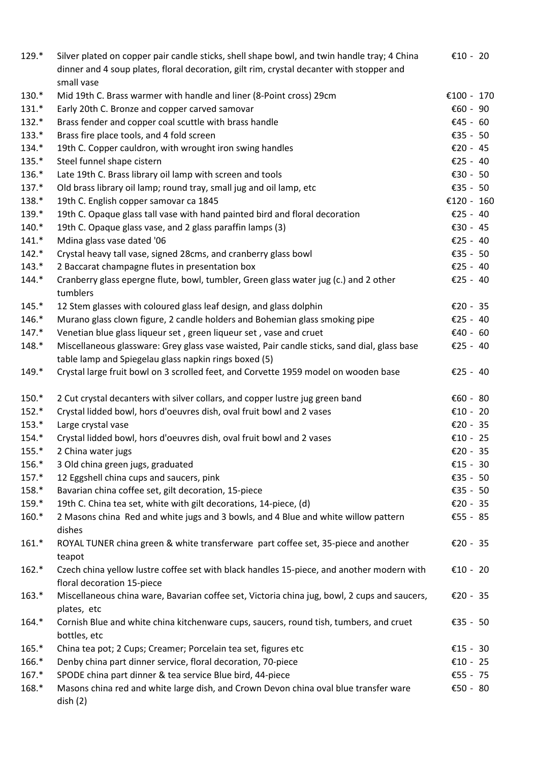| | | |
|---|---|---|
| 129.* | Silver plated on copper pair candle sticks, shell shape bowl, and twin handle tray; 4 China dinner and 4 soup plates, floral decoration, gilt rim, crystal decanter with stopper and small vase | €10 - 20 |
| 130.* | Mid 19th C. Brass warmer with handle and liner (8-Point cross) 29cm | €100 - 170 |
| 131.* | Early 20th C. Bronze and copper carved samovar | €60 - 90 |
| 132.* | Brass fender and copper coal scuttle with brass handle | €45 - 60 |
| 133.* | Brass fire place tools, and 4 fold screen | €35 - 50 |
| 134.* | 19th C. Copper cauldron, with wrought iron swing handles | €20 - 45 |
| 135.* | Steel funnel shape cistern | €25 - 40 |
| 136.* | Late 19th C. Brass library oil lamp with screen and tools | €30 - 50 |
| 137.* | Old brass library oil lamp; round tray, small jug and oil lamp, etc | €35 - 50 |
| 138.* | 19th C. English copper samovar ca 1845 | €120 - 160 |
| 139.* | 19th C. Opaque glass tall vase with hand painted bird and floral decoration | €25 - 40 |
| 140.* | 19th C. Opaque glass vase, and 2 glass paraffin lamps (3) | €30 - 45 |
| 141.* | Mdina glass vase dated '06 | €25 - 40 |
| 142.* | Crystal heavy tall vase, signed 28cms, and cranberry glass bowl | €35 - 50 |
| 143.* | 2 Baccarat champagne flutes in presentation box | €25 - 40 |
| 144.* | Cranberry glass epergne flute, bowl, tumbler, Green glass water jug (c.) and 2 other tumblers | €25 - 40 |
| 145.* | 12 Stem glasses with coloured glass leaf design, and glass dolphin | €20 - 35 |
| 146.* | Murano glass clown figure, 2 candle holders and Bohemian glass smoking pipe | €25 - 40 |
| 147.* | Venetian blue glass liqueur set , green liqueur set , vase and cruet | €40 - 60 |
| 148.* | Miscellaneous glassware: Grey glass vase waisted, Pair candle sticks, sand dial, glass base table lamp and Spiegelau glass napkin rings boxed (5) | €25 - 40 |
| 149.* | Crystal large fruit bowl on 3 scrolled feet, and Corvette 1959 model on wooden base | €25 - 40 |
| 150.* | 2 Cut crystal decanters with silver collars, and copper lustre jug green band | €60 - 80 |
| 152.* | Crystal lidded bowl, hors d'oeuvres dish, oval fruit bowl and 2 vases | €10 - 20 |
| 153.* | Large crystal vase | €20 - 35 |
| 154.* | Crystal lidded bowl, hors d'oeuvres dish, oval fruit bowl and 2 vases | €10 - 25 |
| 155.* | 2 China water jugs | €20 - 35 |
| 156.* | 3 Old china green jugs, graduated | €15 - 30 |
| 157.* | 12 Eggshell china cups and saucers, pink | €35 - 50 |
| 158.* | Bavarian china coffee set, gilt decoration, 15-piece | €35 - 50 |
| 159.* | 19th C. China tea set, white with gilt decorations, 14-piece, (d) | €20 - 35 |
| 160.* | 2 Masons china Red and white jugs and 3 bowls, and 4 Blue and white willow pattern dishes | €55 - 85 |
| 161.* | ROYAL TUNER china green & white transferware part coffee set, 35-piece and another teapot | €20 - 35 |
| 162.* | Czech china yellow lustre coffee set with black handles 15-piece, and another modern with floral decoration 15-piece | €10 - 20 |
| 163.* | Miscellaneous china ware, Bavarian coffee set, Victoria china jug, bowl, 2 cups and saucers, plates, etc | €20 - 35 |
| 164.* | Cornish Blue and white china kitchenware cups, saucers, round tish, tumbers, and cruet bottles, etc | €35 - 50 |
| 165.* | China tea pot; 2 Cups; Creamer; Porcelain tea set, figures etc | €15 - 30 |
| 166.* | Denby china part dinner service, floral decoration, 70-piece | €10 - 25 |
| 167.* | SPODE china part dinner & tea service Blue bird, 44-piece | €55 - 75 |
| 168.* | Masons china red and white large dish, and Crown Devon china oval blue transfer ware dish (2) | €50 - 80 |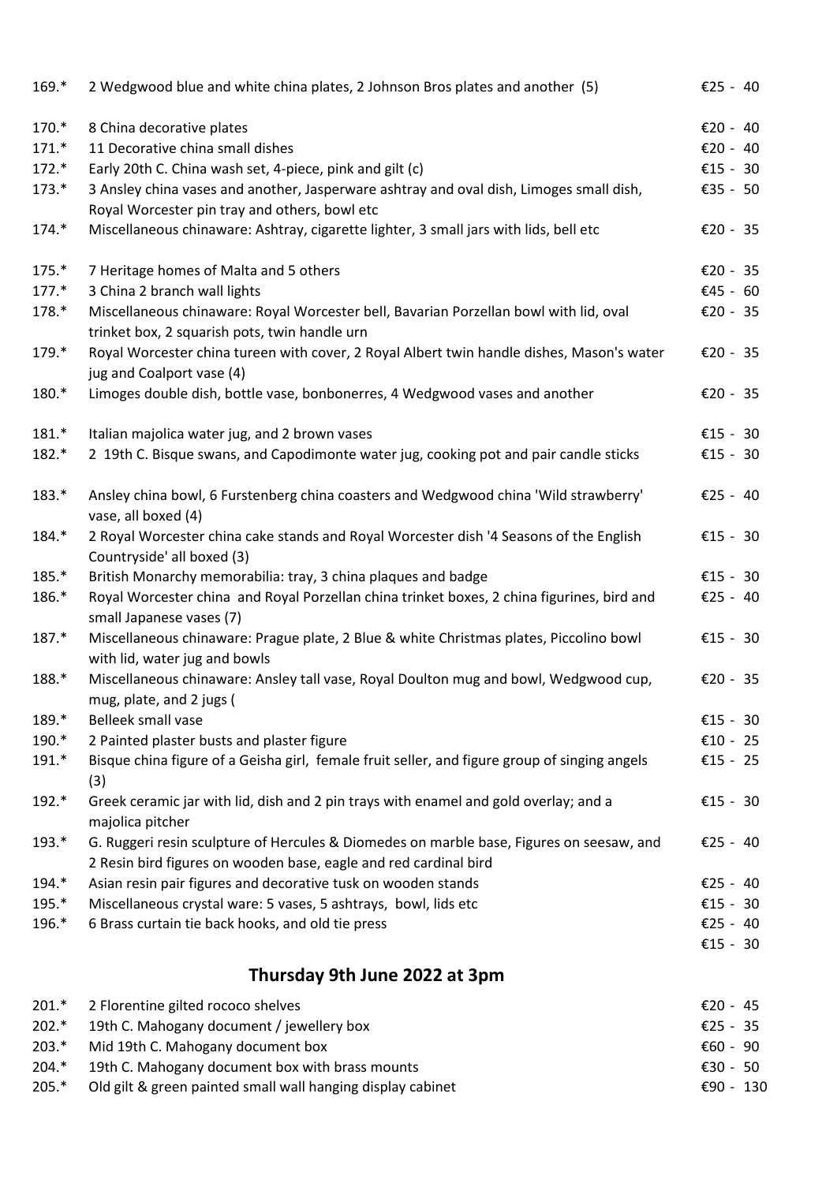| | | |
|---|---|---|
| 169.* | 2 Wedgwood blue and white china plates, 2 Johnson Bros plates and another (5) | €25 - 40 |
| 170.* | 8 China decorative plates | €20 - 40 |
| 171.* | 11 Decorative china small dishes | €20 - 40 |
| 172.* | Early 20th C. China wash set, 4-piece, pink and gilt (c) | €15 - 30 |
| 173.* | 3 Ansley china vases and another, Jasperware ashtray and oval dish, Limoges small dish, Royal Worcester pin tray and others, bowl etc | €35 - 50 |
| 174.* | Miscellaneous chinaware: Ashtray, cigarette lighter, 3 small jars with lids, bell etc | €20 - 35 |
| 175.* | 7 Heritage homes of Malta and 5 others | €20 - 35 |
| 177.* | 3 China 2 branch wall lights | €45 - 60 |
| 178.* | Miscellaneous chinaware: Royal Worcester bell, Bavarian Porzellan bowl with lid, oval trinket box, 2 squarish pots, twin handle urn | €20 - 35 |
| 179.* | Royal Worcester china tureen with cover, 2 Royal Albert twin handle dishes, Mason's water jug and Coalport vase (4) | €20 - 35 |
| 180.* | Limoges double dish, bottle vase, bonbonerres, 4 Wedgwood vases and another | €20 - 35 |
| 181.* | Italian majolica water jug, and 2 brown vases | €15 - 30 |
| 182.* | 2 19th C. Bisque swans, and Capodimonte water jug, cooking pot and pair candle sticks | €15 - 30 |
| 183.* | Ansley china bowl, 6 Furstenberg china coasters and Wedgwood china 'Wild strawberry' vase, all boxed (4) | €25 - 40 |
| 184.* | 2 Royal Worcester china cake stands and Royal Worcester dish '4 Seasons of the English Countryside' all boxed (3) | €15 - 30 |
| 185.* | British Monarchy memorabilia: tray, 3 china plaques and badge | €15 - 30 |
| 186.* | Royal Worcester china and Royal Porzellan china trinket boxes, 2 china figurines, bird and small Japanese vases (7) | €25 - 40 |
| 187.* | Miscellaneous chinaware: Prague plate, 2 Blue & white Christmas plates, Piccolino bowl with lid, water jug and bowls | €15 - 30 |
| 188.* | Miscellaneous chinaware: Ansley tall vase, Royal Doulton mug and bowl, Wedgwood cup, mug, plate, and 2 jugs ( | €20 - 35 |
| 189.* | Belleek small vase | €15 - 30 |
| 190.* | 2 Painted plaster busts and plaster figure | €10 - 25 |
| 191.* | Bisque china figure of a Geisha girl, female fruit seller, and figure group of singing angels (3) | €15 - 25 |
| 192.* | Greek ceramic jar with lid, dish and 2 pin trays with enamel and gold overlay; and a majolica pitcher | €15 - 30 |
| 193.* | G. Ruggeri resin sculpture of Hercules & Diomedes on marble base, Figures on seesaw, and 2 Resin bird figures on wooden base, eagle and red cardinal bird | €25 - 40 |
| 194.* | Asian resin pair figures and decorative tusk on wooden stands | €25 - 40 |
| 195.* | Miscellaneous crystal ware: 5 vases, 5 ashtrays, bowl, lids etc | €15 - 30 |
| 196.* | 6 Brass curtain tie back hooks, and old tie press | €25 - 40 |
| | | €15 - 30 |

## Thursday 9th June 2022 at 3pm

| | | |
|---|---|---|
| 201.* | 2 Florentine gilted rococo shelves | €20 - 45 |
| 202.* | 19th C. Mahogany document / jewellery box | €25 - 35 |
| 203.* | Mid 19th C. Mahogany document box | €60 - 90 |
| 204.* | 19th C. Mahogany document box with brass mounts | €30 - 50 |
| 205.* | Old gilt & green painted small wall hanging display cabinet | €90 - 130 |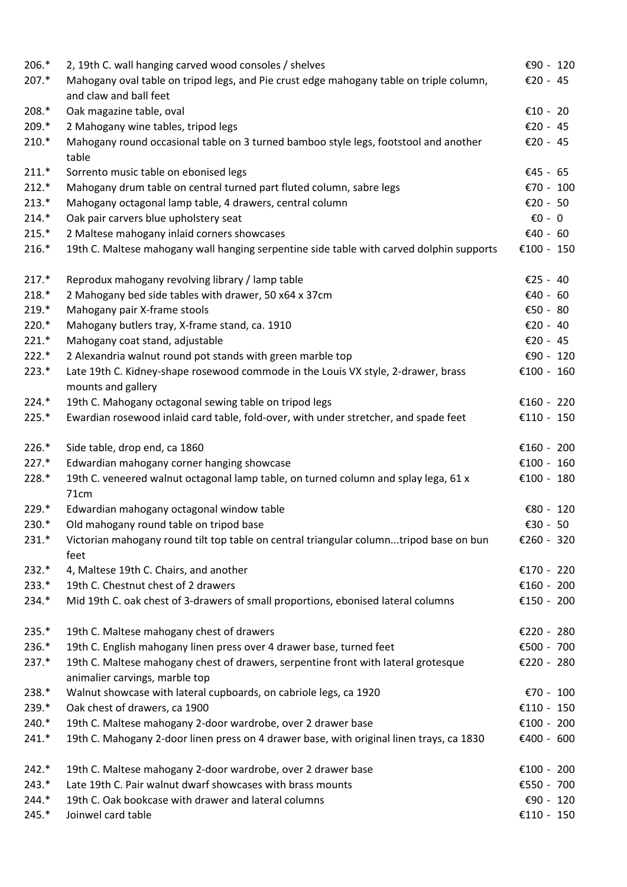| | | |
|---|---|---|
| 206.* | 2, 19th C. wall hanging carved wood consoles / shelves | €90 - 120 |
| 207.* | Mahogany oval table on tripod legs, and Pie crust edge mahogany table on triple column, and claw and ball feet | €20 - 45 |
| 208.* | Oak magazine table, oval | €10 - 20 |
| 209.* | 2 Mahogany wine tables, tripod legs | €20 - 45 |
| 210.* | Mahogany round occasional table on 3 turned bamboo style legs, footstool and another table | €20 - 45 |
| 211.* | Sorrento music table on ebonised legs | €45 - 65 |
| 212.* | Mahogany drum table on central turned part fluted column, sabre legs | €70 - 100 |
| 213.* | Mahogany octagonal lamp table, 4 drawers, central column | €20 - 50 |
| 214.* | Oak pair carvers blue upholstery seat | €0 - 0 |
| 215.* | 2 Maltese mahogany inlaid corners showcases | €40 - 60 |
| 216.* | 19th C. Maltese mahogany wall hanging serpentine side table with carved dolphin supports | €100 - 150 |
| 217.* | Reprodux mahogany revolving library / lamp table | €25 - 40 |
| 218.* | 2 Mahogany bed side tables with drawer, 50 x64 x 37cm | €40 - 60 |
| 219.* | Mahogany pair X-frame stools | €50 - 80 |
| 220.* | Mahogany butlers tray, X-frame stand, ca. 1910 | €20 - 40 |
| 221.* | Mahogany coat stand, adjustable | €20 - 45 |
| 222.* | 2 Alexandria walnut round pot stands with green marble top | €90 - 120 |
| 223.* | Late 19th C. Kidney-shape rosewood commode in the Louis VX style, 2-drawer, brass mounts and gallery | €100 - 160 |
| 224.* | 19th C. Mahogany octagonal sewing table on tripod legs | €160 - 220 |
| 225.* | Ewardian rosewood inlaid card table, fold-over, with under stretcher, and spade feet | €110 - 150 |
| 226.* | Side table, drop end, ca 1860 | €160 - 200 |
| 227.* | Edwardian mahogany corner hanging showcase | €100 - 160 |
| 228.* | 19th C. veneered walnut octagonal lamp table, on turned column and splay lega, 61 x 71cm | €100 - 180 |
| 229.* | Edwardian mahogany octagonal window table | €80 - 120 |
| 230.* | Old mahogany round table on tripod base | €30 - 50 |
| 231.* | Victorian mahogany round tilt top table on central triangular column...tripod base on bun feet | €260 - 320 |
| 232.* | 4, Maltese 19th C. Chairs, and another | €170 - 220 |
| 233.* | 19th C. Chestnut chest of 2 drawers | €160 - 200 |
| 234.* | Mid 19th C. oak chest of 3-drawers of small proportions, ebonised lateral columns | €150 - 200 |
| 235.* | 19th C. Maltese mahogany chest of drawers | €220 - 280 |
| 236.* | 19th C. English mahogany linen press over 4 drawer base, turned feet | €500 - 700 |
| 237.* | 19th C. Maltese mahogany chest of drawers, serpentine front with lateral grotesque animalier carvings, marble top | €220 - 280 |
| 238.* | Walnut showcase with lateral cupboards, on cabriole legs, ca 1920 | €70 - 100 |
| 239.* | Oak chest of drawers, ca 1900 | €110 - 150 |
| 240.* | 19th C. Maltese mahogany 2-door wardrobe, over 2 drawer base | €100 - 200 |
| 241.* | 19th C. Mahogany 2-door linen press on 4 drawer base, with original linen trays, ca 1830 | €400 - 600 |
| 242.* | 19th C. Maltese mahogany 2-door wardrobe, over 2 drawer base | €100 - 200 |
| 243.* | Late 19th C. Pair walnut dwarf showcases with brass mounts | €550 - 700 |
| 244.* | 19th C. Oak bookcase with drawer and lateral columns | €90 - 120 |
| 245.* | Joinwel card table | €110 - 150 |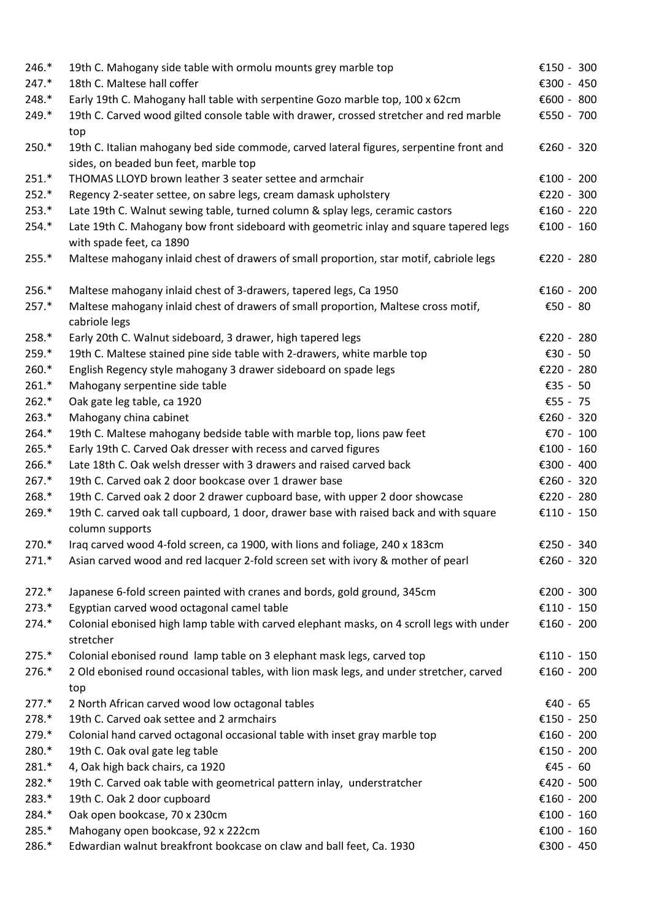| | | |
|---|---|---|
| 246.* | 19th C. Mahogany side table with ormolu mounts grey marble top | €150 - 300 |
| 247.* | 18th C. Maltese hall coffer | €300 - 450 |
| 248.* | Early 19th C. Mahogany hall table with serpentine Gozo marble top, 100 x 62cm | €600 - 800 |
| 249.* | 19th C. Carved wood gilted console table with drawer, crossed stretcher and red marble top | €550 - 700 |
| 250.* | 19th C. Italian mahogany bed side commode, carved lateral figures, serpentine front and sides, on beaded bun feet, marble top | €260 - 320 |
| 251.* | THOMAS LLOYD brown leather 3 seater settee and armchair | €100 - 200 |
| 252.* | Regency 2-seater settee, on sabre legs, cream damask upholstery | €220 - 300 |
| 253.* | Late 19th C. Walnut sewing table, turned column & splay legs, ceramic castors | €160 - 220 |
| 254.* | Late 19th C. Mahogany bow front sideboard with geometric inlay and square tapered legs with spade feet, ca 1890 | €100 - 160 |
| 255.* | Maltese mahogany inlaid chest of drawers of small proportion, star motif, cabriole legs | €220 - 280 |
| 256.* | Maltese mahogany inlaid chest of 3-drawers, tapered legs, Ca 1950 | €160 - 200 |
| 257.* | Maltese mahogany inlaid chest of drawers of small proportion, Maltese cross motif, cabriole legs | €50 - 80 |
| 258.* | Early 20th C. Walnut sideboard, 3 drawer, high tapered legs | €220 - 280 |
| 259.* | 19th C. Maltese stained pine side table with 2-drawers, white marble top | €30 - 50 |
| 260.* | English Regency style mahogany 3 drawer sideboard on spade legs | €220 - 280 |
| 261.* | Mahogany serpentine side table | €35 - 50 |
| 262.* | Oak gate leg table, ca 1920 | €55 - 75 |
| 263.* | Mahogany china cabinet | €260 - 320 |
| 264.* | 19th C. Maltese mahogany bedside table with marble top, lions paw feet | €70 - 100 |
| 265.* | Early 19th C. Carved Oak dresser with recess and carved figures | €100 - 160 |
| 266.* | Late 18th C. Oak welsh dresser with 3 drawers and raised carved back | €300 - 400 |
| 267.* | 19th C. Carved oak 2 door bookcase over 1 drawer base | €260 - 320 |
| 268.* | 19th C. Carved oak 2 door 2 drawer cupboard base, with upper 2 door showcase | €220 - 280 |
| 269.* | 19th C. carved oak tall cupboard, 1 door, drawer base with raised back and with square column supports | €110 - 150 |
| 270.* | Iraq carved wood 4-fold screen, ca 1900, with lions and foliage, 240 x 183cm | €250 - 340 |
| 271.* | Asian carved wood and red lacquer 2-fold screen set with ivory & mother of pearl | €260 - 320 |
| 272.* | Japanese 6-fold screen painted with cranes and bords, gold ground, 345cm | €200 - 300 |
| 273.* | Egyptian carved wood octagonal camel table | €110 - 150 |
| 274.* | Colonial ebonised high lamp table with carved elephant masks, on 4 scroll legs with under stretcher | €160 - 200 |
| 275.* | Colonial ebonised round lamp table on 3 elephant mask legs, carved top | €110 - 150 |
| 276.* | 2 Old ebonised round occasional tables, with lion mask legs, and under stretcher, carved top | €160 - 200 |
| 277.* | 2 North African carved wood low octagonal tables | €40 - 65 |
| 278.* | 19th C. Carved oak settee and 2 armchairs | €150 - 250 |
| 279.* | Colonial hand carved octagonal occasional table with inset gray marble top | €160 - 200 |
| 280.* | 19th C. Oak oval gate leg table | €150 - 200 |
| 281.* | 4, Oak high back chairs, ca 1920 | €45 - 60 |
| 282.* | 19th C. Carved oak table with geometrical pattern inlay, understratcher | €420 - 500 |
| 283.* | 19th C. Oak 2 door cupboard | €160 - 200 |
| 284.* | Oak open bookcase, 70 x 230cm | €100 - 160 |
| 285.* | Mahogany open bookcase, 92 x 222cm | €100 - 160 |
| 286.* | Edwardian walnut breakfront bookcase on claw and ball feet, Ca. 1930 | €300 - 450 |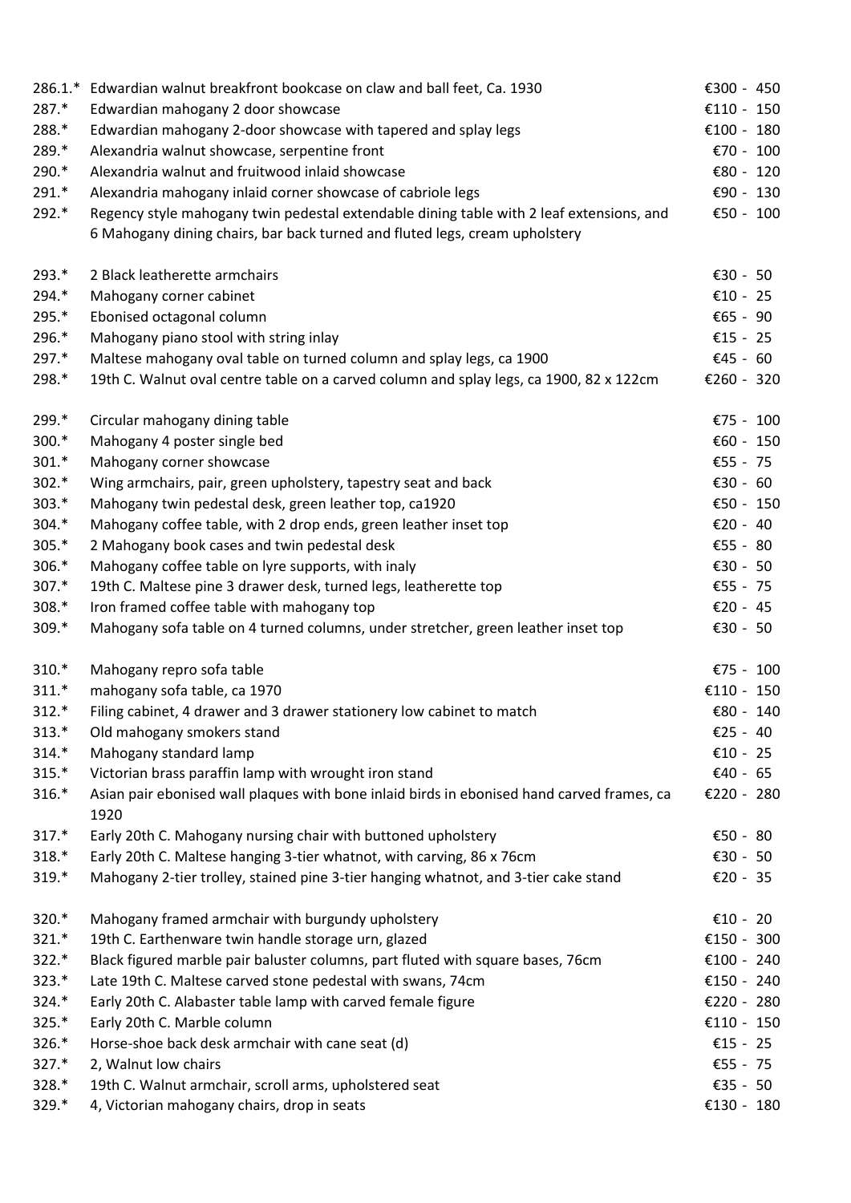| Lot | Description | Estimate |
|---|---|---|
| 286.1.* | Edwardian walnut breakfront bookcase on claw and ball feet, Ca. 1930 | €300 - 450 |
| 287.* | Edwardian mahogany 2 door showcase | €110 - 150 |
| 288.* | Edwardian mahogany 2-door showcase with tapered and splay legs | €100 - 180 |
| 289.* | Alexandria walnut showcase, serpentine front | €70 - 100 |
| 290.* | Alexandria walnut and fruitwood inlaid showcase | €80 - 120 |
| 291.* | Alexandria mahogany inlaid corner showcase of cabriole legs | €90 - 130 |
| 292.* | Regency style mahogany twin pedestal extendable dining table with 2 leaf extensions, and 6 Mahogany dining chairs, bar back turned and fluted legs, cream upholstery | €50 - 100 |
| 293.* | 2 Black leatherette armchairs | €30 - 50 |
| 294.* | Mahogany corner cabinet | €10 - 25 |
| 295.* | Ebonised octagonal column | €65 - 90 |
| 296.* | Mahogany piano stool with string inlay | €15 - 25 |
| 297.* | Maltese mahogany oval table on turned column and splay legs, ca 1900 | €45 - 60 |
| 298.* | 19th C. Walnut oval centre table on a carved column and splay legs, ca 1900, 82 x 122cm | €260 - 320 |
| 299.* | Circular mahogany dining table | €75 - 100 |
| 300.* | Mahogany 4 poster single bed | €60 - 150 |
| 301.* | Mahogany corner showcase | €55 - 75 |
| 302.* | Wing armchairs, pair, green upholstery, tapestry seat and back | €30 - 60 |
| 303.* | Mahogany twin pedestal desk, green leather top, ca1920 | €50 - 150 |
| 304.* | Mahogany coffee table, with 2 drop ends, green leather inset top | €20 - 40 |
| 305.* | 2 Mahogany book cases and twin pedestal desk | €55 - 80 |
| 306.* | Mahogany coffee table on lyre supports, with inaly | €30 - 50 |
| 307.* | 19th C. Maltese pine 3 drawer desk, turned legs, leatherette top | €55 - 75 |
| 308.* | Iron framed coffee table with mahogany top | €20 - 45 |
| 309.* | Mahogany sofa table on 4 turned columns, under stretcher, green leather inset top | €30 - 50 |
| 310.* | Mahogany repro sofa table | €75 - 100 |
| 311.* | mahogany sofa table, ca 1970 | €110 - 150 |
| 312.* | Filing cabinet, 4 drawer and 3 drawer stationery low cabinet to match | €80 - 140 |
| 313.* | Old mahogany smokers stand | €25 - 40 |
| 314.* | Mahogany standard lamp | €10 - 25 |
| 315.* | Victorian brass paraffin lamp with wrought iron stand | €40 - 65 |
| 316.* | Asian pair ebonised wall plaques with bone inlaid birds in ebonised hand carved frames, ca 1920 | €220 - 280 |
| 317.* | Early 20th C. Mahogany nursing chair with buttoned upholstery | €50 - 80 |
| 318.* | Early 20th C. Maltese hanging 3-tier whatnot, with carving, 86 x 76cm | €30 - 50 |
| 319.* | Mahogany 2-tier trolley, stained pine 3-tier hanging whatnot, and 3-tier cake stand | €20 - 35 |
| 320.* | Mahogany framed armchair with burgundy upholstery | €10 - 20 |
| 321.* | 19th C. Earthenware twin handle storage urn, glazed | €150 - 300 |
| 322.* | Black figured marble pair baluster columns, part fluted with square bases, 76cm | €100 - 240 |
| 323.* | Late 19th C. Maltese carved stone pedestal with swans, 74cm | €150 - 240 |
| 324.* | Early 20th C. Alabaster table lamp with carved female figure | €220 - 280 |
| 325.* | Early 20th C. Marble column | €110 - 150 |
| 326.* | Horse-shoe back desk armchair with cane seat (d) | €15 - 25 |
| 327.* | 2, Walnut low chairs | €55 - 75 |
| 328.* | 19th C. Walnut armchair, scroll arms, upholstered seat | €35 - 50 |
| 329.* | 4, Victorian mahogany chairs, drop in seats | €130 - 180 |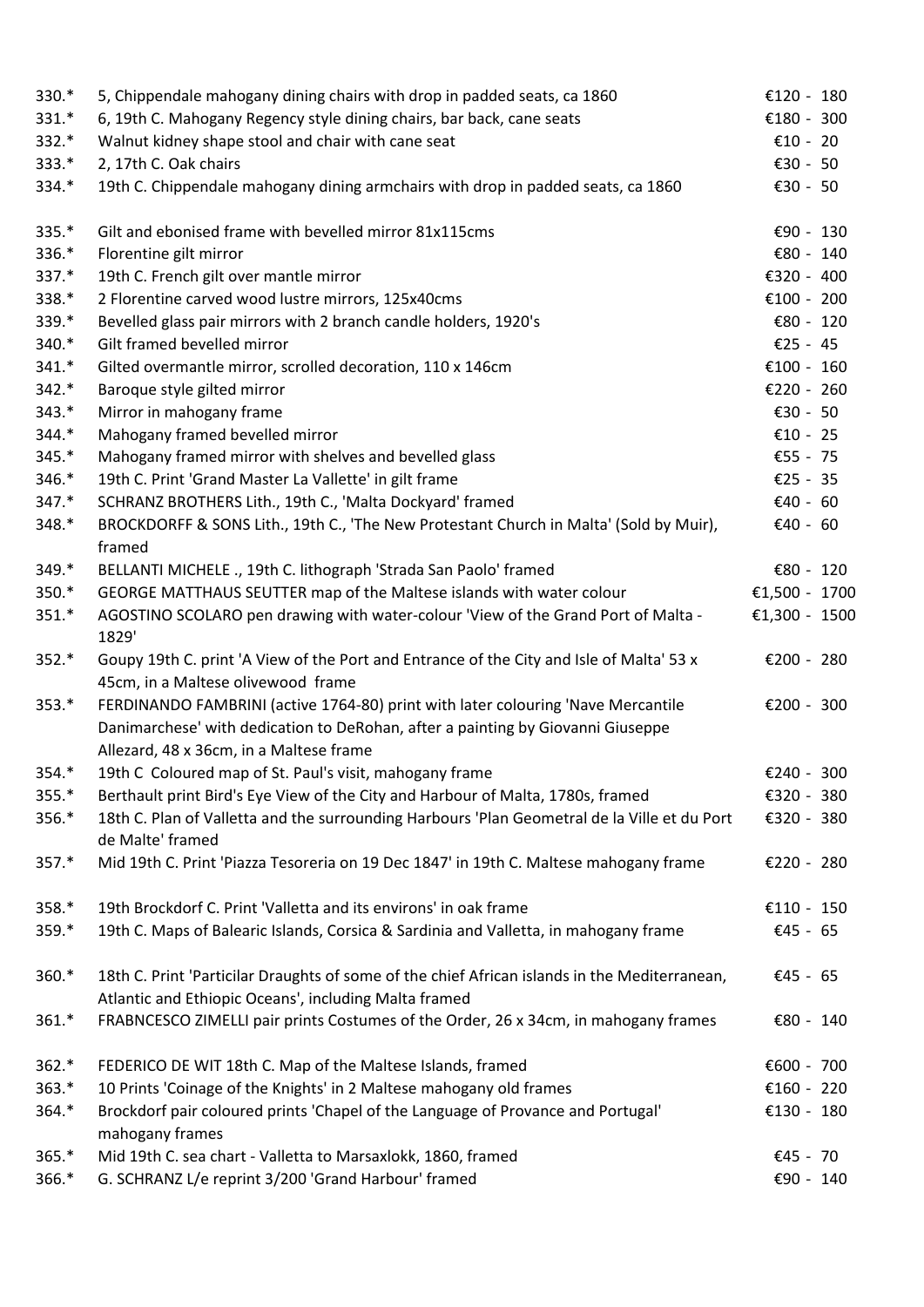| | | |
|---|---|---|
| 330.* | 5, Chippendale mahogany dining chairs with drop in padded seats, ca 1860 | €120 - 180 |
| 331.* | 6, 19th C. Mahogany Regency style dining chairs, bar back, cane seats | €180 - 300 |
| 332.* | Walnut kidney shape stool and chair with cane seat | €10 - 20 |
| 333.* | 2, 17th C. Oak chairs | €30 - 50 |
| 334.* | 19th C. Chippendale mahogany dining armchairs with drop in padded seats, ca 1860 | €30 - 50 |
| 335.* | Gilt and ebonised frame with bevelled mirror 81x115cms | €90 - 130 |
| 336.* | Florentine gilt mirror | €80 - 140 |
| 337.* | 19th C. French gilt over mantle mirror | €320 - 400 |
| 338.* | 2 Florentine carved wood lustre mirrors, 125x40cms | €100 - 200 |
| 339.* | Bevelled glass pair mirrors with 2 branch candle holders, 1920's | €80 - 120 |
| 340.* | Gilt framed bevelled mirror | €25 - 45 |
| 341.* | Gilted overmantle mirror, scrolled decoration, 110 x 146cm | €100 - 160 |
| 342.* | Baroque style gilted mirror | €220 - 260 |
| 343.* | Mirror in mahogany frame | €30 - 50 |
| 344.* | Mahogany framed bevelled mirror | €10 - 25 |
| 345.* | Mahogany framed mirror with shelves and bevelled glass | €55 - 75 |
| 346.* | 19th C. Print 'Grand Master La Vallette' in gilt frame | €25 - 35 |
| 347.* | SCHRANZ BROTHERS Lith., 19th C., 'Malta Dockyard' framed | €40 - 60 |
| 348.* | BROCKDORFF & SONS Lith., 19th C., 'The New Protestant Church in Malta' (Sold by Muir), framed | €40 - 60 |
| 349.* | BELLANTI MICHELE ., 19th C. lithograph 'Strada San Paolo' framed | €80 - 120 |
| 350.* | GEORGE MATTHAUS SEUTTER map of the Maltese islands with water colour | €1,500 - 1700 |
| 351.* | AGOSTINO SCOLARO pen drawing with water-colour 'View of the Grand Port of Malta - 1829' | €1,300 - 1500 |
| 352.* | Goupy 19th C. print 'A View of the Port and Entrance of the City and Isle of Malta' 53 x 45cm, in a Maltese olivewood frame | €200 - 280 |
| 353.* | FERDINANDO FAMBRINI (active 1764-80) print with later colouring 'Nave Mercantile Danimarchese' with dedication to DeRohan, after a painting by Giovanni Giuseppe Allezard, 48 x 36cm, in a Maltese frame | €200 - 300 |
| 354.* | 19th C Coloured map of St. Paul's visit, mahogany frame | €240 - 300 |
| 355.* | Berthault print Bird's Eye View of the City and Harbour of Malta, 1780s, framed | €320 - 380 |
| 356.* | 18th C. Plan of Valletta and the surrounding Harbours 'Plan Geometral de la Ville et du Port de Malte' framed | €320 - 380 |
| 357.* | Mid 19th C. Print 'Piazza Tesoreria on 19 Dec 1847' in 19th C. Maltese mahogany frame | €220 - 280 |
| 358.* | 19th Brockdorf C. Print 'Valletta and its environs' in oak frame | €110 - 150 |
| 359.* | 19th C. Maps of Balearic Islands, Corsica & Sardinia and Valletta, in mahogany frame | €45 - 65 |
| 360.* | 18th C. Print 'Particilar Draughts of some of the chief African islands in the Mediterranean, Atlantic and Ethiopic Oceans', including Malta framed | €45 - 65 |
| 361.* | FRABNCESCO ZIMELLI pair prints Costumes of the Order, 26 x 34cm, in mahogany frames | €80 - 140 |
| 362.* | FEDERICO DE WIT 18th C. Map of the Maltese Islands, framed | €600 - 700 |
| 363.* | 10 Prints 'Coinage of the Knights' in 2 Maltese mahogany old frames | €160 - 220 |
| 364.* | Brockdorf pair coloured prints 'Chapel of the Language of Provance and Portugal' mahogany frames | €130 - 180 |
| 365.* | Mid 19th C. sea chart - Valletta to Marsaxlokk, 1860, framed | €45 - 70 |
| 366.* | G. SCHRANZ L/e reprint 3/200 'Grand Harbour' framed | €90 - 140 |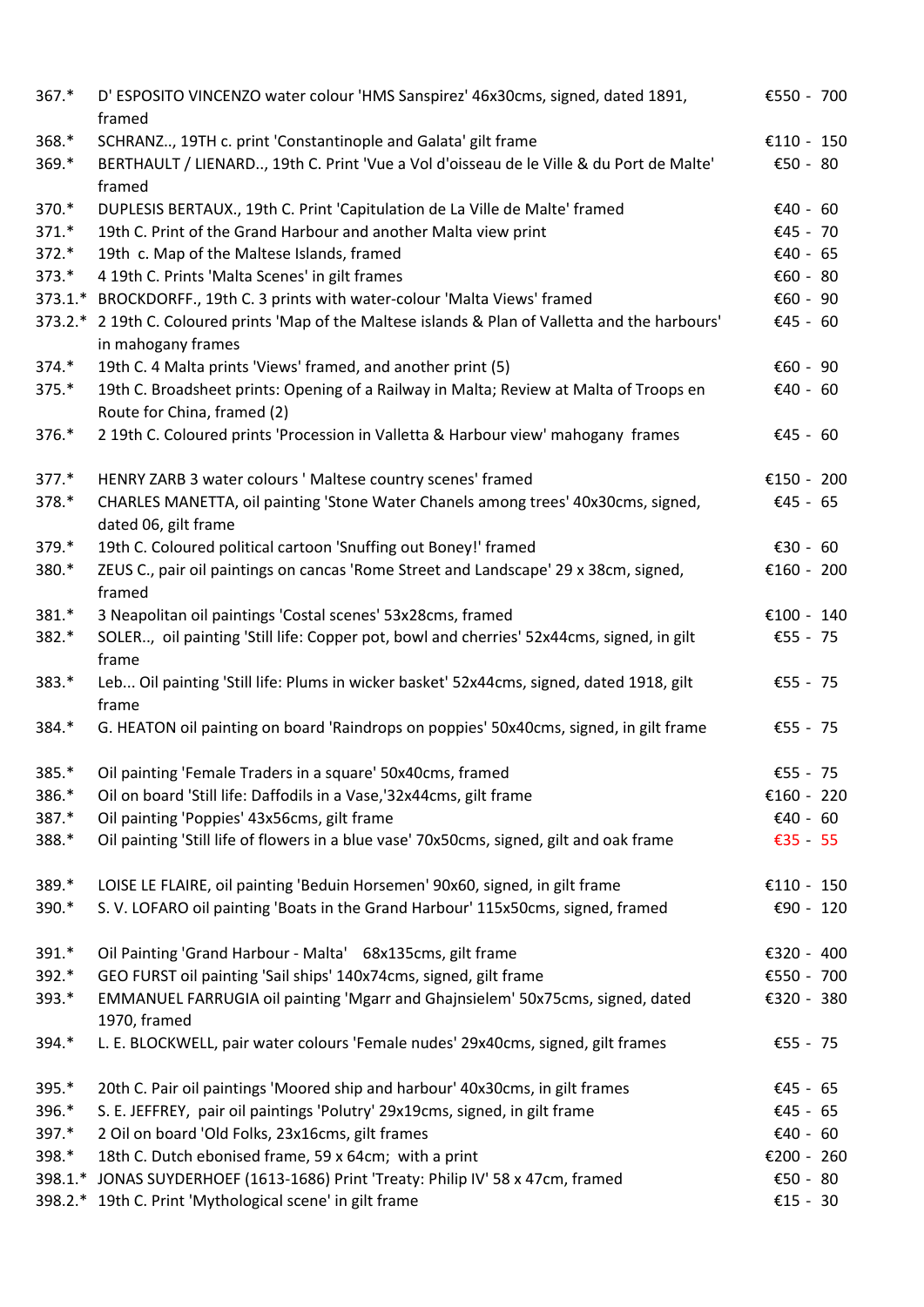| | | |
|---|---|---|
| 367.* | D' ESPOSITO VINCENZO water colour 'HMS Sanspirez' 46x30cms, signed, dated 1891, framed | €550 - 700 |
| 368.* | SCHRANZ.., 19TH c. print 'Constantinople and Galata' gilt frame | €110 - 150 |
| 369.* | BERTHAULT / LIENARD.., 19th C. Print 'Vue a Vol d'oisseau de le Ville & du Port de Malte' framed | €50 - 80 |
| 370.* | DUPLESIS BERTAUX., 19th C. Print 'Capitulation de La Ville de Malte' framed | €40 - 60 |
| 371.* | 19th C. Print of the Grand Harbour and another Malta view print | €45 - 70 |
| 372.* | 19th c. Map of the Maltese Islands, framed | €40 - 65 |
| 373.* | 4 19th C. Prints 'Malta Scenes' in gilt frames | €60 - 80 |
| 373.1.* | BROCKDORFF., 19th C. 3 prints with water-colour 'Malta Views' framed | €60 - 90 |
| 373.2.* | 2 19th C. Coloured prints 'Map of the Maltese islands & Plan of Valletta and the harbours' in mahogany frames | €45 - 60 |
| 374.* | 19th C. 4 Malta prints 'Views' framed, and another print (5) | €60 - 90 |
| 375.* | 19th C. Broadsheet prints: Opening of a Railway in Malta; Review at Malta of Troops en Route for China, framed (2) | €40 - 60 |
| 376.* | 2 19th C. Coloured prints 'Procession in Valletta & Harbour view' mahogany frames | €45 - 60 |
| 377.* | HENRY ZARB 3 water colours ' Maltese country scenes' framed | €150 - 200 |
| 378.* | CHARLES MANETTA, oil painting 'Stone Water Chanels among trees' 40x30cms, signed, dated 06, gilt frame | €45 - 65 |
| 379.* | 19th C. Coloured political cartoon 'Snuffing out Boney!' framed | €30 - 60 |
| 380.* | ZEUS C., pair oil paintings on cancas 'Rome Street and Landscape' 29 x 38cm, signed, framed | €160 - 200 |
| 381.* | 3 Neapolitan oil paintings 'Costal scenes' 53x28cms, framed | €100 - 140 |
| 382.* | SOLER.., oil painting 'Still life: Copper pot, bowl and cherries' 52x44cms, signed, in gilt frame | €55 - 75 |
| 383.* | Leb... Oil painting 'Still life: Plums in wicker basket' 52x44cms, signed, dated 1918, gilt frame | €55 - 75 |
| 384.* | G. HEATON oil painting on board 'Raindrops on poppies' 50x40cms, signed, in gilt frame | €55 - 75 |
| 385.* | Oil painting 'Female Traders in a square' 50x40cms, framed | €55 - 75 |
| 386.* | Oil on board 'Still life: Daffodils in a Vase,'32x44cms, gilt frame | €160 - 220 |
| 387.* | Oil painting 'Poppies' 43x56cms, gilt frame | €40 - 60 |
| 388.* | Oil painting 'Still life of flowers in a blue vase' 70x50cms, signed, gilt and oak frame | €35 - 55 |
| 389.* | LOISE LE FLAIRE, oil painting 'Beduin Horsemen' 90x60, signed, in gilt frame | €110 - 150 |
| 390.* | S. V. LOFARO oil painting 'Boats in the Grand Harbour' 115x50cms, signed, framed | €90 - 120 |
| 391.* | Oil Painting 'Grand Harbour - Malta' 68x135cms, gilt frame | €320 - 400 |
| 392.* | GEO FURST oil painting 'Sail ships' 140x74cms, signed, gilt frame | €550 - 700 |
| 393.* | EMMANUEL FARRUGIA oil painting 'Mgarr and Ghajnsielem' 50x75cms, signed, dated 1970, framed | €320 - 380 |
| 394.* | L. E. BLOCKWELL, pair water colours 'Female nudes' 29x40cms, signed, gilt frames | €55 - 75 |
| 395.* | 20th C. Pair oil paintings 'Moored ship and harbour' 40x30cms, in gilt frames | €45 - 65 |
| 396.* | S. E. JEFFREY, pair oil paintings 'Polutry' 29x19cms, signed, in gilt frame | €45 - 65 |
| 397.* | 2 Oil on board 'Old Folks, 23x16cms, gilt frames | €40 - 60 |
| 398.* | 18th C. Dutch ebonised frame, 59 x 64cm; with a print | €200 - 260 |
| 398.1.* | JONAS SUYDERHOEF (1613-1686) Print 'Treaty: Philip IV' 58 x 47cm, framed | €50 - 80 |
| 398.2.* | 19th C. Print 'Mythological scene' in gilt frame | €15 - 30 |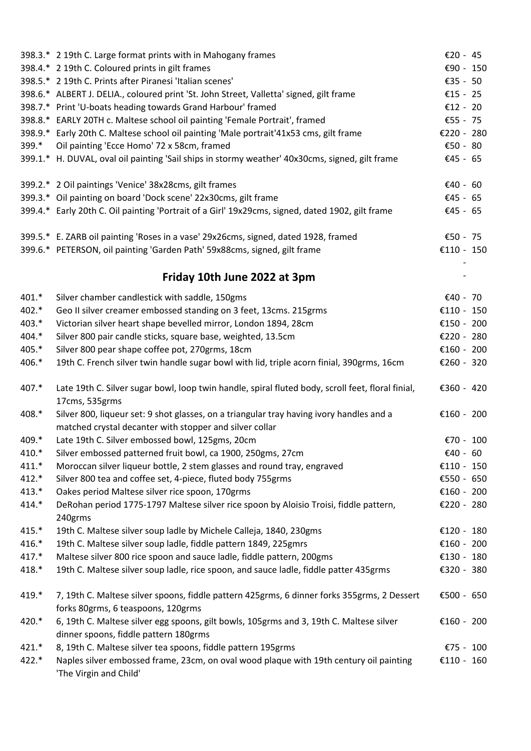| | | |
|---|---|---|
| 398.3.* | 2 19th C. Large format prints with in Mahogany frames | €20 - 45 |
| 398.4.* | 2 19th C. Coloured prints in gilt frames | €90 - 150 |
| 398.5.* | 2 19th C. Prints after Piranesi 'Italian scenes' | €35 - 50 |
| 398.6.* | ALBERT J. DELIA., coloured print 'St. John Street, Valletta' signed, gilt frame | €15 - 25 |
| 398.7.* | Print 'U-boats heading towards Grand Harbour' framed | €12 - 20 |
| 398.8.* | EARLY 20TH c. Maltese school oil painting 'Female Portrait', framed | €55 - 75 |
| 398.9.* | Early 20th C. Maltese school oil painting 'Male portrait'41x53 cms, gilt frame | €220 - 280 |
| 399.* | Oil painting 'Ecce Homo' 72 x 58cm, framed | €50 - 80 |
| 399.1.* | H. DUVAL, oval oil painting 'Sail ships in stormy weather' 40x30cms, signed, gilt frame | €45 - 65 |
| 399.2.* | 2 Oil paintings 'Venice' 38x28cms, gilt frames | €40 - 60 |
| 399.3.* | Oil painting on board 'Dock scene' 22x30cms, gilt frame | €45 - 65 |
| 399.4.* | Early 20th C. Oil painting 'Portrait of a Girl' 19x29cms, signed, dated 1902, gilt frame | €45 - 65 |
| 399.5.* | E. ZARB oil painting 'Roses in a vase' 29x26cms, signed, dated 1928, framed | €50 - 75 |
| 399.6.* | PETERSON, oil painting 'Garden Path' 59x88cms, signed, gilt frame | €110 - 150 |

## Friday 10th June 2022 at 3pm

| | | |
|---|---|---|
| 401.* | Silver chamber candlestick with saddle, 150gms | €40 - 70 |
| 402.* | Geo II silver creamer embossed standing on 3 feet, 13cms. 215grms | €110 - 150 |
| 403.* | Victorian silver heart shape bevelled mirror, London 1894, 28cm | €150 - 200 |
| 404.* | Silver 800 pair candle sticks, square base, weighted, 13.5cm | €220 - 280 |
| 405.* | Silver 800 pear shape coffee pot, 270grms, 18cm | €160 - 200 |
| 406.* | 19th C. French silver twin handle sugar bowl with lid, triple acorn finial, 390grms, 16cm | €260 - 320 |
| 407.* | Late 19th C. Silver sugar bowl, loop twin handle, spiral fluted body, scroll feet, floral finial, 17cms, 535grms | €360 - 420 |
| 408.* | Silver 800, liqueur set: 9 shot glasses, on a triangular tray having ivory handles and a matched crystal decanter with stopper and silver collar | €160 - 200 |
| 409.* | Late 19th C. Silver embossed bowl, 125gms, 20cm | €70 - 100 |
| 410.* | Silver embossed patterned fruit bowl, ca 1900, 250gms, 27cm | €40 - 60 |
| 411.* | Moroccan silver liqueur bottle, 2 stem glasses and round tray, engraved | €110 - 150 |
| 412.* | Silver 800 tea and coffee set, 4-piece, fluted body 755grms | €550 - 650 |
| 413.* | Oakes period Maltese silver rice spoon, 170grms | €160 - 200 |
| 414.* | DeRohan period 1775-1797 Maltese silver rice spoon by Aloisio Troisi, fiddle pattern, 240grms | €220 - 280 |
| 415.* | 19th C. Maltese silver soup ladle by Michele Calleja, 1840, 230gms | €120 - 180 |
| 416.* | 19th C. Maltese silver soup ladle, fiddle pattern 1849, 225gmrs | €160 - 200 |
| 417.* | Maltese silver 800 rice spoon and sauce ladle, fiddle pattern, 200gms | €130 - 180 |
| 418.* | 19th C. Maltese silver soup ladle, rice spoon, and sauce ladle, fiddle patter 435grms | €320 - 380 |
| 419.* | 7, 19th C. Maltese silver spoons, fiddle pattern 425grms, 6 dinner forks 355grms, 2 Dessert forks 80grms, 6 teaspoons, 120grms | €500 - 650 |
| 420.* | 6, 19th C. Maltese silver egg spoons, gilt bowls, 105grms and 3, 19th C. Maltese silver dinner spoons, fiddle pattern 180grms | €160 - 200 |
| 421.* | 8, 19th C. Maltese silver tea spoons, fiddle pattern 195grms | €75 - 100 |
| 422.* | Naples silver embossed frame, 23cm, on oval wood plaque with 19th century oil painting 'The Virgin and Child' | €110 - 160 |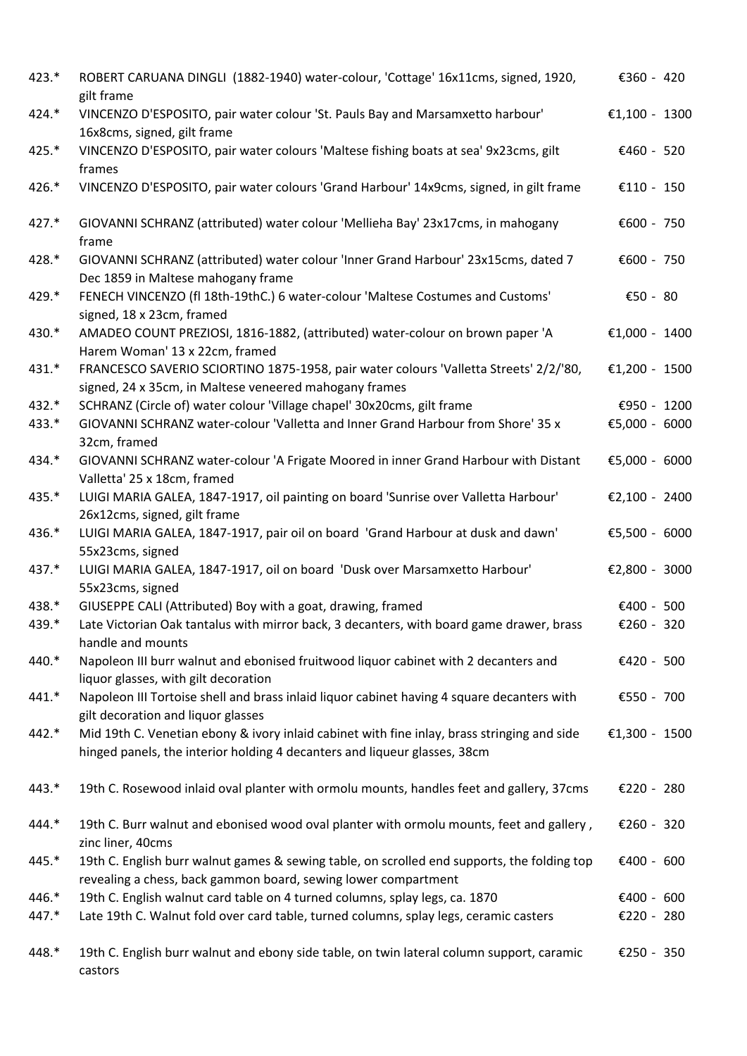| | | |
|---|---|---|
| 423.* | ROBERT CARUANA DINGLI (1882-1940) water-colour, 'Cottage' 16x11cms, signed, 1920, gilt frame | €360 - 420 |
| 424.* | VINCENZO D'ESPOSITO, pair water colour 'St. Pauls Bay and Marsamxetto harbour' 16x8cms, signed, gilt frame | €1,100 - 1300 |
| 425.* | VINCENZO D'ESPOSITO, pair water colours 'Maltese fishing boats at sea' 9x23cms, gilt frames | €460 - 520 |
| 426.* | VINCENZO D'ESPOSITO, pair water colours 'Grand Harbour' 14x9cms, signed, in gilt frame | €110 - 150 |
| 427.* | GIOVANNI SCHRANZ (attributed) water colour 'Mellieha Bay' 23x17cms, in mahogany frame | €600 - 750 |
| 428.* | GIOVANNI SCHRANZ (attributed) water colour 'Inner Grand Harbour' 23x15cms, dated 7 Dec 1859 in Maltese mahogany frame | €600 - 750 |
| 429.* | FENECH VINCENZO (fl 18th-19thC.) 6 water-colour 'Maltese Costumes and Customs' signed, 18 x 23cm, framed | €50 - 80 |
| 430.* | AMADEO COUNT PREZIOSI, 1816-1882, (attributed) water-colour on brown paper 'A Harem Woman' 13 x 22cm, framed | €1,000 - 1400 |
| 431.* | FRANCESCO SAVERIO SCIORTINO 1875-1958, pair water colours 'Valletta Streets' 2/2/'80, signed, 24 x 35cm, in Maltese veneered mahogany frames | €1,200 - 1500 |
| 432.* | SCHRANZ (Circle of) water colour 'Village chapel' 30x20cms, gilt frame | €950 - 1200 |
| 433.* | GIOVANNI SCHRANZ water-colour 'Valletta and Inner Grand Harbour from Shore' 35 x 32cm, framed | €5,000 - 6000 |
| 434.* | GIOVANNI SCHRANZ water-colour 'A Frigate Moored in inner Grand Harbour with Distant Valletta' 25 x 18cm, framed | €5,000 - 6000 |
| 435.* | LUIGI MARIA GALEA, 1847-1917, oil painting on board 'Sunrise over Valletta Harbour' 26x12cms, signed, gilt frame | €2,100 - 2400 |
| 436.* | LUIGI MARIA GALEA, 1847-1917, pair oil on board 'Grand Harbour at dusk and dawn' 55x23cms, signed | €5,500 - 6000 |
| 437.* | LUIGI MARIA GALEA, 1847-1917, oil on board 'Dusk over Marsamxetto Harbour' 55x23cms, signed | €2,800 - 3000 |
| 438.* | GIUSEPPE CALI (Attributed) Boy with a goat, drawing, framed | €400 - 500 |
| 439.* | Late Victorian Oak tantalus with mirror back, 3 decanters, with board game drawer, brass handle and mounts | €260 - 320 |
| 440.* | Napoleon III burr walnut and ebonised fruitwood liquor cabinet with 2 decanters and liquor glasses, with gilt decoration | €420 - 500 |
| 441.* | Napoleon III Tortoise shell and brass inlaid liquor cabinet having 4 square decanters with gilt decoration and liquor glasses | €550 - 700 |
| 442.* | Mid 19th C. Venetian ebony & ivory inlaid cabinet with fine inlay, brass stringing and side hinged panels, the interior holding 4 decanters and liqueur glasses, 38cm | €1,300 - 1500 |
| 443.* | 19th C. Rosewood inlaid oval planter with ormolu mounts, handles feet and gallery, 37cms | €220 - 280 |
| 444.* | 19th C. Burr walnut and ebonised wood oval planter with ormolu mounts, feet and gallery , zinc liner, 40cms | €260 - 320 |
| 445.* | 19th C. English burr walnut games & sewing table, on scrolled end supports, the folding top revealing a chess, back gammon board, sewing lower compartment | €400 - 600 |
| 446.* | 19th C. English walnut card table on 4 turned columns, splay legs, ca. 1870 | €400 - 600 |
| 447.* | Late 19th C. Walnut fold over card table, turned columns, splay legs, ceramic casters | €220 - 280 |
| 448.* | 19th C. English burr walnut and ebony side table, on twin lateral column support, caramic castors | €250 - 350 |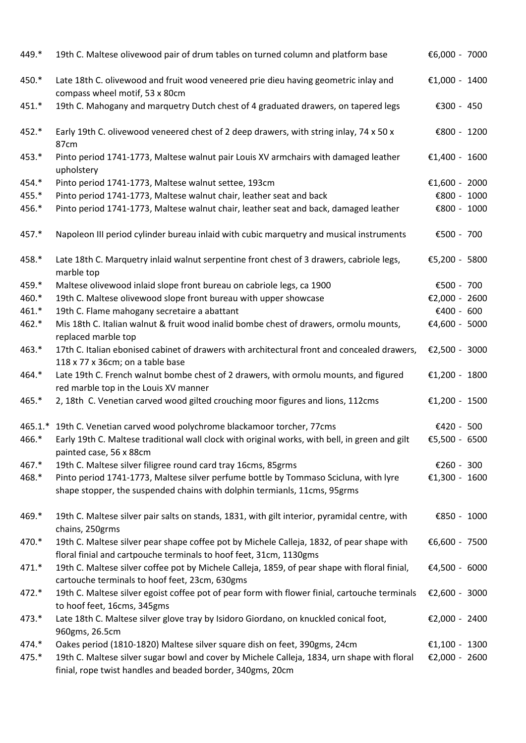| | | |
|---|---|---|
| 449.* | 19th C. Maltese olivewood pair of drum tables on turned column and platform base | €6,000 - 7000 |
| 450.* | Late 18th C. olivewood and fruit wood veneered prie dieu having geometric inlay and compass wheel motif, 53 x 80cm | €1,000 - 1400 |
| 451.* | 19th C. Mahogany and marquetry Dutch chest of 4 graduated drawers, on tapered legs | €300 - 450 |
| 452.* | Early 19th C. olivewood veneered chest of 2 deep drawers, with string inlay, 74 x 50 x 87cm | €800 - 1200 |
| 453.* | Pinto period 1741-1773, Maltese walnut pair Louis XV armchairs with damaged leather upholstery | €1,400 - 1600 |
| 454.* | Pinto period 1741-1773, Maltese walnut settee, 193cm | €1,600 - 2000 |
| 455.* | Pinto period 1741-1773, Maltese walnut chair, leather seat and back | €800 - 1000 |
| 456.* | Pinto period 1741-1773, Maltese walnut chair, leather seat and back, damaged leather | €800 - 1000 |
| 457.* | Napoleon III period cylinder bureau inlaid with cubic marquetry and musical instruments | €500 - 700 |
| 458.* | Late 18th C. Marquetry inlaid walnut serpentine front chest of 3 drawers, cabriole legs, marble top | €5,200 - 5800 |
| 459.* | Maltese olivewood inlaid slope front bureau on cabriole legs, ca 1900 | €500 - 700 |
| 460.* | 19th C. Maltese olivewood slope front bureau with upper showcase | €2,000 - 2600 |
| 461.* | 19th C. Flame mahogany secretaire a abattant | €400 - 600 |
| 462.* | Mis 18th C. Italian walnut & fruit wood inalid bombe chest of drawers, ormolu mounts, replaced marble top | €4,600 - 5000 |
| 463.* | 17th C. Italian ebonised cabinet of drawers with architectural front and concealed drawers, 118 x 77 x 36cm; on a table base | €2,500 - 3000 |
| 464.* | Late 19th C. French walnut bombe chest of 2 drawers, with ormolu mounts, and figured red marble top in the Louis XV manner | €1,200 - 1800 |
| 465.* | 2, 18th C. Venetian carved wood gilted crouching moor figures and lions, 112cms | €1,200 - 1500 |
| 465.1.* | 19th C. Venetian carved wood polychrome blackamoor torcher, 77cms | €420 - 500 |
| 466.* | Early 19th C. Maltese traditional wall clock with original works, with bell, in green and gilt painted case, 56 x 88cm | €5,500 - 6500 |
| 467.* | 19th C. Maltese silver filigree round card tray 16cms, 85grms | €260 - 300 |
| 468.* | Pinto period 1741-1773, Maltese silver perfume bottle by Tommaso Scicluna, with lyre shape stopper, the suspended chains with dolphin termianls, 11cms, 95grms | €1,300 - 1600 |
| 469.* | 19th C. Maltese silver pair salts on stands, 1831, with gilt interior, pyramidal centre, with chains, 250grms | €850 - 1000 |
| 470.* | 19th C. Maltese silver pear shape coffee pot by Michele Calleja, 1832, of pear shape with floral finial and cartpouche terminals to hoof feet, 31cm, 1130gms | €6,600 - 7500 |
| 471.* | 19th C. Maltese silver coffee pot by Michele Calleja, 1859, of pear shape with floral finial, cartouche terminals to hoof feet, 23cm, 630gms | €4,500 - 6000 |
| 472.* | 19th C. Maltese silver egoist coffee pot of pear form with flower finial, cartouche terminals to hoof feet, 16cms, 345gms | €2,600 - 3000 |
| 473.* | Late 18th C. Maltese silver glove tray by Isidoro Giordano, on knuckled conical foot, 960gms, 26.5cm | €2,000 - 2400 |
| 474.* | Oakes period (1810-1820) Maltese silver square dish on feet, 390gms, 24cm | €1,100 - 1300 |
| 475.* | 19th C. Maltese silver sugar bowl and cover by Michele Calleja, 1834, urn shape with floral finial, rope twist handles and beaded border, 340gms, 20cm | €2,000 - 2600 |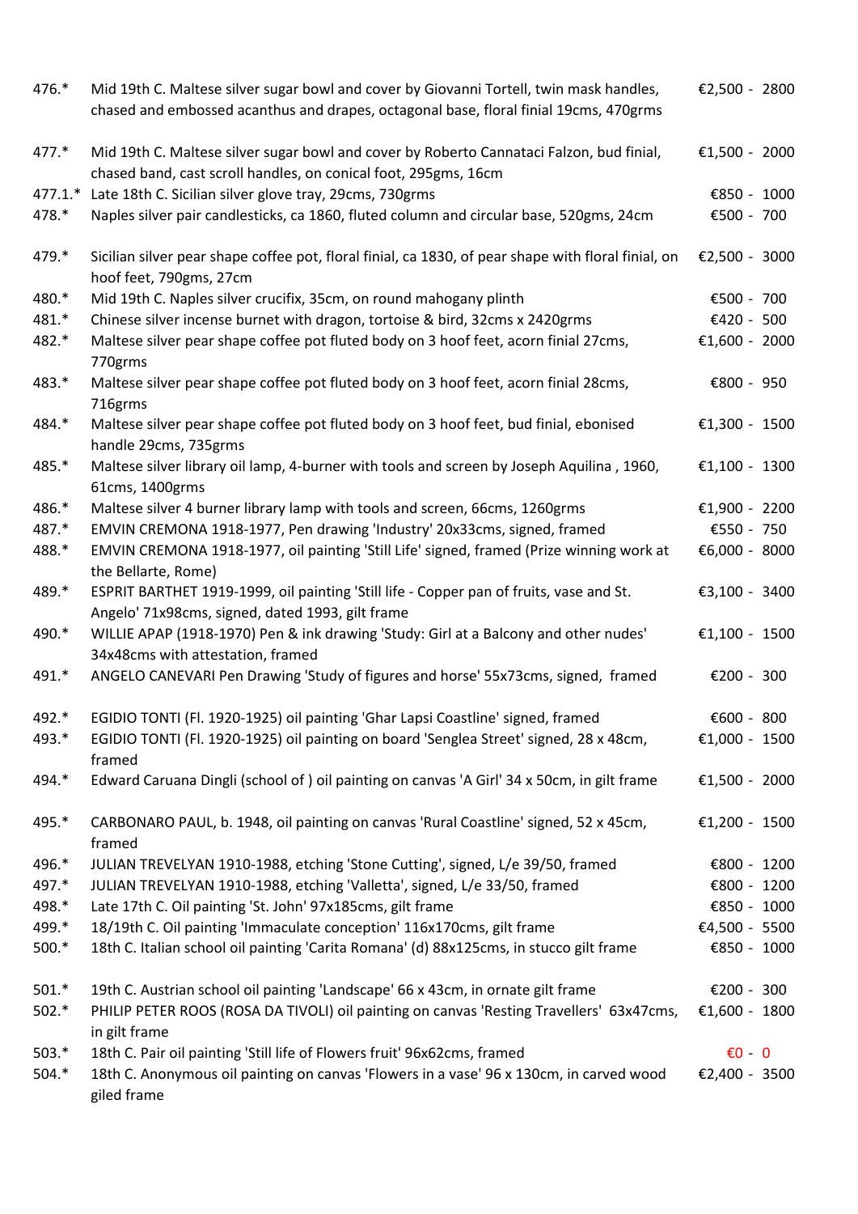| Lot | Description | Estimate |
|---|---|---|
| 476.* | Mid 19th C. Maltese silver sugar bowl and cover by Giovanni Tortell, twin mask handles, chased and embossed acanthus and drapes, octagonal base, floral finial 19cms, 470grms | €2,500 - 2800 |
| 477.* | Mid 19th C. Maltese silver sugar bowl and cover by Roberto Cannataci Falzon, bud finial, chased band, cast scroll handles, on conical foot, 295gms, 16cm | €1,500 - 2000 |
| 477.1.* | Late 18th C. Sicilian silver glove tray, 29cms, 730grms | €850 - 1000 |
| 478.* | Naples silver pair candlesticks, ca 1860, fluted column and circular base, 520gms, 24cm | €500 - 700 |
| 479.* | Sicilian silver pear shape coffee pot, floral finial, ca 1830, of pear shape with floral finial, on hoof feet, 790gms, 27cm | €2,500 - 3000 |
| 480.* | Mid 19th C. Naples silver crucifix, 35cm, on round mahogany plinth | €500 - 700 |
| 481.* | Chinese silver incense burnet with dragon, tortoise & bird, 32cms x 2420grms | €420 - 500 |
| 482.* | Maltese silver pear shape coffee pot fluted body on 3 hoof feet, acorn finial 27cms, 770grms | €1,600 - 2000 |
| 483.* | Maltese silver pear shape coffee pot fluted body on 3 hoof feet, acorn finial 28cms, 716grms | €800 - 950 |
| 484.* | Maltese silver pear shape coffee pot fluted body on 3 hoof feet, bud finial, ebonised handle 29cms, 735grms | €1,300 - 1500 |
| 485.* | Maltese silver library oil lamp, 4-burner with tools and screen by Joseph Aquilina , 1960, 61cms, 1400grms | €1,100 - 1300 |
| 486.* | Maltese silver 4 burner library lamp with tools and screen, 66cms, 1260grms | €1,900 - 2200 |
| 487.* | EMVIN CREMONA 1918-1977, Pen drawing 'Industry' 20x33cms, signed, framed | €550 - 750 |
| 488.* | EMVIN CREMONA 1918-1977, oil painting 'Still Life' signed, framed (Prize winning work at the Bellarte, Rome) | €6,000 - 8000 |
| 489.* | ESPRIT BARTHET 1919-1999, oil painting 'Still life - Copper pan of fruits, vase and St. Angelo' 71x98cms, signed, dated 1993, gilt frame | €3,100 - 3400 |
| 490.* | WILLIE APAP (1918-1970) Pen & ink drawing 'Study: Girl at a Balcony and other nudes' 34x48cms with attestation, framed | €1,100 - 1500 |
| 491.* | ANGELO CANEVARI Pen Drawing 'Study of figures and horse' 55x73cms, signed, framed | €200 - 300 |
| 492.* | EGIDIO TONTI (Fl. 1920-1925) oil painting 'Ghar Lapsi Coastline' signed, framed | €600 - 800 |
| 493.* | EGIDIO TONTI (Fl. 1920-1925) oil painting on board 'Senglea Street' signed, 28 x 48cm, framed | €1,000 - 1500 |
| 494.* | Edward Caruana Dingli (school of ) oil painting on canvas 'A Girl' 34 x 50cm, in gilt frame | €1,500 - 2000 |
| 495.* | CARBONARO PAUL, b. 1948, oil painting on canvas 'Rural Coastline' signed, 52 x 45cm, framed | €1,200 - 1500 |
| 496.* | JULIAN TREVELYAN 1910-1988, etching 'Stone Cutting', signed, L/e 39/50, framed | €800 - 1200 |
| 497.* | JULIAN TREVELYAN 1910-1988, etching 'Valletta', signed, L/e 33/50, framed | €800 - 1200 |
| 498.* | Late 17th C. Oil painting 'St. John' 97x185cms, gilt frame | €850 - 1000 |
| 499.* | 18/19th C. Oil painting 'Immaculate conception' 116x170cms, gilt frame | €4,500 - 5500 |
| 500.* | 18th C. Italian school oil painting 'Carita Romana' (d) 88x125cms, in stucco gilt frame | €850 - 1000 |
| 501.* | 19th C. Austrian school oil painting 'Landscape' 66 x 43cm, in ornate gilt frame | €200 - 300 |
| 502.* | PHILIP PETER ROOS (ROSA DA TIVOLI) oil painting on canvas 'Resting Travellers' 63x47cms, in gilt frame | €1,600 - 1800 |
| 503.* | 18th C. Pair oil painting 'Still life of Flowers fruit' 96x62cms, framed | €0 - 0 |
| 504.* | 18th C. Anonymous oil painting on canvas 'Flowers in a vase' 96 x 130cm, in carved wood giled frame | €2,400 - 3500 |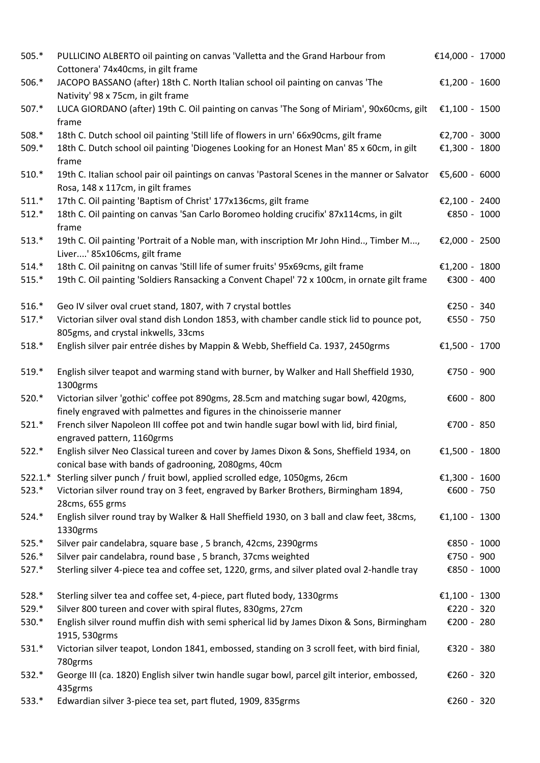| | | |
|---|---|---|
| 505.* | PULLICINO ALBERTO oil painting on canvas 'Valletta and the Grand Harbour from Cottonera' 74x40cms, in gilt frame | €14,000 - 17000 |
| 506.* | JACOPO BASSANO (after) 18th C. North Italian school oil painting on canvas 'The Nativity' 98 x 75cm, in gilt frame | €1,200 - 1600 |
| 507.* | LUCA GIORDANO (after) 19th C. Oil painting on canvas 'The Song of Miriam', 90x60cms, gilt frame | €1,100 - 1500 |
| 508.* | 18th C. Dutch school oil painting 'Still life of flowers in urn' 66x90cms, gilt frame | €2,700 - 3000 |
| 509.* | 18th C. Dutch school oil painting 'Diogenes Looking for an Honest Man' 85 x 60cm, in gilt frame | €1,300 - 1800 |
| 510.* | 19th C. Italian school pair oil paintings on canvas 'Pastoral Scenes in the manner or Salvator Rosa, 148 x 117cm, in gilt frames | €5,600 - 6000 |
| 511.* | 17th C. Oil painting 'Baptism of Christ' 177x136cms, gilt frame | €2,100 - 2400 |
| 512.* | 18th C. Oil painting on canvas 'San Carlo Boromeo holding crucifix' 87x114cms, in gilt frame | €850 - 1000 |
| 513.* | 19th C. Oil painting 'Portrait of a Noble man, with inscription Mr John Hind.., Timber M..., Liver....' 85x106cms, gilt frame | €2,000 - 2500 |
| 514.* | 18th C. Oil painitng on canvas 'Still life of sumer fruits' 95x69cms, gilt frame | €1,200 - 1800 |
| 515.* | 19th C. Oil painting 'Soldiers Ransacking a Convent Chapel' 72 x 100cm, in ornate gilt frame | €300 - 400 |
| 516.* | Geo IV silver oval cruet stand, 1807, with 7 crystal bottles | €250 - 340 |
| 517.* | Victorian silver oval stand dish London 1853, with chamber candle stick lid to pounce pot, 805gms, and crystal inkwells, 33cms | €550 - 750 |
| 518.* | English silver pair entrée dishes by Mappin & Webb, Sheffield Ca. 1937, 2450grms | €1,500 - 1700 |
| 519.* | English silver teapot and warming stand with burner, by Walker and Hall Sheffield 1930, 1300grms | €750 - 900 |
| 520.* | Victorian silver 'gothic' coffee pot 890gms, 28.5cm and matching sugar bowl, 420gms, finely engraved with palmettes and figures in the chinoisserie manner | €600 - 800 |
| 521.* | French silver Napoleon III coffee pot and twin handle sugar bowl with lid, bird finial, engraved pattern, 1160grms | €700 - 850 |
| 522.* | English silver Neo Classical tureen and cover by James Dixon & Sons, Sheffield 1934, on conical base with bands of gadrooning, 2080gms, 40cm | €1,500 - 1800 |
| 522.1.* | Sterling silver punch / fruit bowl, applied scrolled edge, 1050gms, 26cm | €1,300 - 1600 |
| 523.* | Victorian silver round tray on 3 feet, engraved by Barker Brothers, Birmingham 1894, 28cms, 655 grms | €600 - 750 |
| 524.* | English silver round tray by Walker & Hall Sheffield 1930, on 3 ball and claw feet, 38cms, 1330grms | €1,100 - 1300 |
| 525.* | Silver pair candelabra, square base , 5 branch, 42cms, 2390grms | €850 - 1000 |
| 526.* | Silver pair candelabra, round base , 5 branch, 37cms weighted | €750 - 900 |
| 527.* | Sterling silver 4-piece tea and coffee set, 1220, grms, and silver plated oval 2-handle tray | €850 - 1000 |
| 528.* | Sterling silver tea and coffee set, 4-piece, part fluted body, 1330grms | €1,100 - 1300 |
| 529.* | Silver 800 tureen and cover with spiral flutes, 830gms, 27cm | €220 - 320 |
| 530.* | English silver round muffin dish with semi spherical lid by James Dixon & Sons, Birmingham 1915, 530grms | €200 - 280 |
| 531.* | Victorian silver teapot, London 1841, embossed, standing on 3 scroll feet, with bird finial, 780grms | €320 - 380 |
| 532.* | George III (ca. 1820) English silver twin handle sugar bowl, parcel gilt interior, embossed, 435grms | €260 - 320 |
| 533.* | Edwardian silver 3-piece tea set, part fluted, 1909, 835grms | €260 - 320 |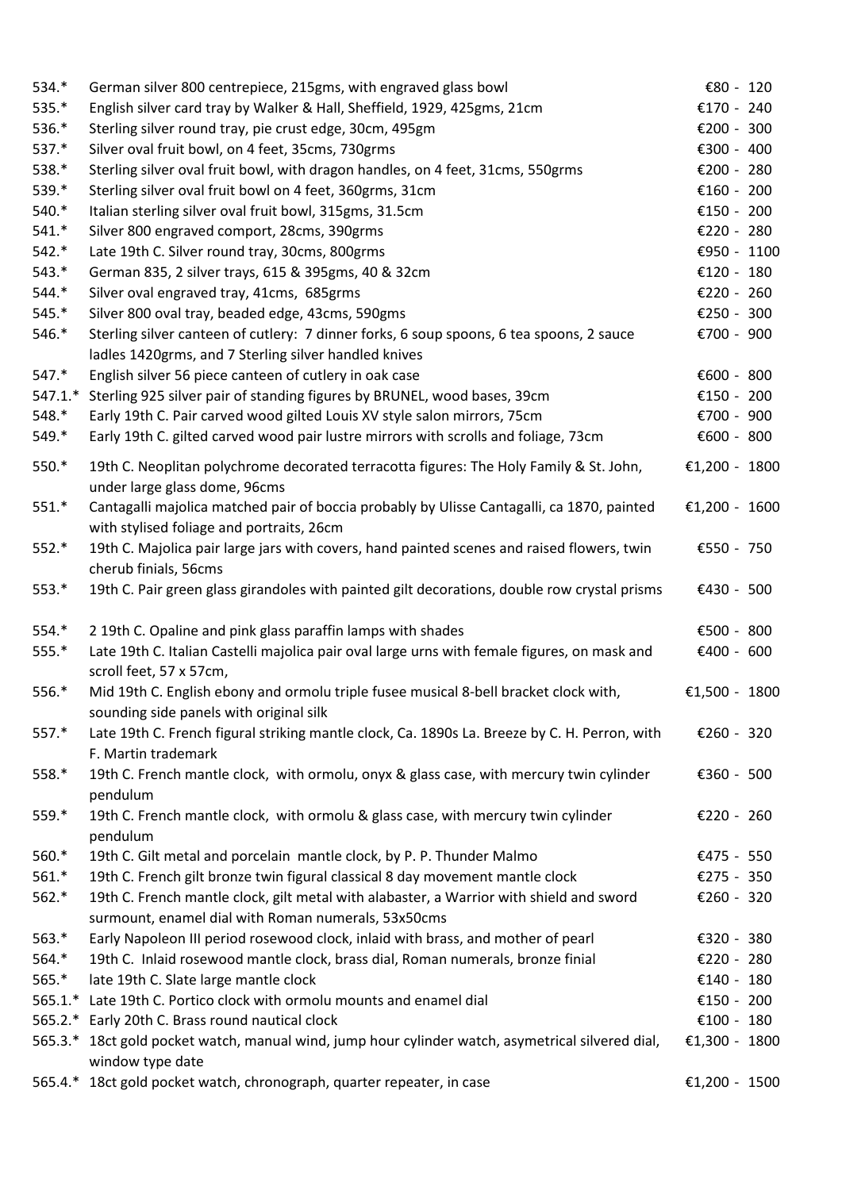| | | |
|---|---|---|
| 534.* | German silver 800 centrepiece, 215gms, with engraved glass bowl | €80 - 120 |
| 535.* | English silver card tray by Walker & Hall, Sheffield, 1929, 425gms, 21cm | €170 - 240 |
| 536.* | Sterling silver round tray, pie crust edge, 30cm, 495gm | €200 - 300 |
| 537.* | Silver oval fruit bowl, on 4 feet, 35cms, 730grms | €300 - 400 |
| 538.* | Sterling silver oval fruit bowl, with dragon handles, on 4 feet, 31cms, 550grms | €200 - 280 |
| 539.* | Sterling silver oval fruit bowl on 4 feet, 360grms, 31cm | €160 - 200 |
| 540.* | Italian sterling silver oval fruit bowl, 315gms, 31.5cm | €150 - 200 |
| 541.* | Silver 800 engraved comport, 28cms, 390grms | €220 - 280 |
| 542.* | Late 19th C. Silver round tray, 30cms, 800grms | €950 - 1100 |
| 543.* | German 835, 2 silver trays, 615 & 395gms, 40 & 32cm | €120 - 180 |
| 544.* | Silver oval engraved tray, 41cms, 685grms | €220 - 260 |
| 545.* | Silver 800 oval tray, beaded edge, 43cms, 590gms | €250 - 300 |
| 546.* | Sterling silver canteen of cutlery: 7 dinner forks, 6 soup spoons, 6 tea spoons, 2 sauce ladles 1420grms, and 7 Sterling silver handled knives | €700 - 900 |
| 547.* | English silver 56 piece canteen of cutlery in oak case | €600 - 800 |
| 547.1.* | Sterling 925 silver pair of standing figures by BRUNEL, wood bases, 39cm | €150 - 200 |
| 548.* | Early 19th C. Pair carved wood gilted Louis XV style salon mirrors, 75cm | €700 - 900 |
| 549.* | Early 19th C. gilted carved wood pair lustre mirrors with scrolls and foliage, 73cm | €600 - 800 |
| 550.* | 19th C. Neoplitan polychrome decorated terracotta figures: The Holy Family & St. John, under large glass dome, 96cms | €1,200 - 1800 |
| 551.* | Cantagalli majolica matched pair of boccia probably by Ulisse Cantagalli, ca 1870, painted with stylised foliage and portraits, 26cm | €1,200 - 1600 |
| 552.* | 19th C. Majolica pair large jars with covers, hand painted scenes and raised flowers, twin cherub finials, 56cms | €550 - 750 |
| 553.* | 19th C. Pair green glass girandoles with painted gilt decorations, double row crystal prisms | €430 - 500 |
| 554.* | 2 19th C. Opaline and pink glass paraffin lamps with shades | €500 - 800 |
| 555.* | Late 19th C. Italian Castelli majolica pair oval large urns with female figures, on mask and scroll feet, 57 x 57cm, | €400 - 600 |
| 556.* | Mid 19th C. English ebony and ormolu triple fusee musical 8-bell bracket clock with, sounding side panels with original silk | €1,500 - 1800 |
| 557.* | Late 19th C. French figural striking mantle clock, Ca. 1890s La. Breeze by C. H. Perron, with F. Martin trademark | €260 - 320 |
| 558.* | 19th C. French mantle clock, with ormolu, onyx & glass case, with mercury twin cylinder pendulum | €360 - 500 |
| 559.* | 19th C. French mantle clock, with ormolu & glass case, with mercury twin cylinder pendulum | €220 - 260 |
| 560.* | 19th C. Gilt metal and porcelain mantle clock, by P. P. Thunder Malmo | €475 - 550 |
| 561.* | 19th C. French gilt bronze twin figural classical 8 day movement mantle clock | €275 - 350 |
| 562.* | 19th C. French mantle clock, gilt metal with alabaster, a Warrior with shield and sword surmount, enamel dial with Roman numerals, 53x50cms | €260 - 320 |
| 563.* | Early Napoleon III period rosewood clock, inlaid with brass, and mother of pearl | €320 - 380 |
| 564.* | 19th C. Inlaid rosewood mantle clock, brass dial, Roman numerals, bronze finial | €220 - 280 |
| 565.* | late 19th C. Slate large mantle clock | €140 - 180 |
| 565.1.* | Late 19th C. Portico clock with ormolu mounts and enamel dial | €150 - 200 |
| 565.2.* | Early 20th C. Brass round nautical clock | €100 - 180 |
| 565.3.* | 18ct gold pocket watch, manual wind, jump hour cylinder watch, asymetrical silvered dial, window type date | €1,300 - 1800 |
| 565.4.* | 18ct gold pocket watch, chronograph, quarter repeater, in case | €1,200 - 1500 |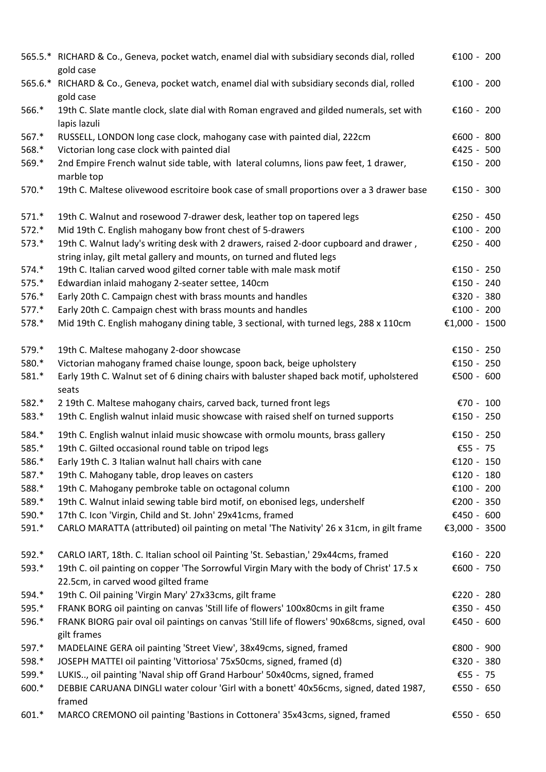| | | |
|---|---|---|
| 565.5.* | RICHARD & Co., Geneva, pocket watch, enamel dial with subsidiary seconds dial, rolled gold case | €100 - 200 |
| 565.6.* | RICHARD & Co., Geneva, pocket watch, enamel dial with subsidiary seconds dial, rolled gold case | €100 - 200 |
| 566.* | 19th C. Slate mantle clock, slate dial with Roman engraved and gilded numerals, set with lapis lazuli | €160 - 200 |
| 567.* | RUSSELL, LONDON long case clock, mahogany case with painted dial, 222cm | €600 - 800 |
| 568.* | Victorian long case clock with painted dial | €425 - 500 |
| 569.* | 2nd Empire French walnut side table, with lateral columns, lions paw feet, 1 drawer, marble top | €150 - 200 |
| 570.* | 19th C. Maltese olivewood escritoire book case of small proportions over a 3 drawer base | €150 - 300 |
| 571.* | 19th C. Walnut and rosewood 7-drawer desk, leather top on tapered legs | €250 - 450 |
| 572.* | Mid 19th C. English mahogany bow front chest of 5-drawers | €100 - 200 |
| 573.* | 19th C. Walnut lady's writing desk with 2 drawers, raised 2-door cupboard and drawer , string inlay, gilt metal gallery and mounts, on turned and fluted legs | €250 - 400 |
| 574.* | 19th C. Italian carved wood gilted corner table with male mask motif | €150 - 250 |
| 575.* | Edwardian inlaid mahogany 2-seater settee, 140cm | €150 - 240 |
| 576.* | Early 20th C. Campaign chest with brass mounts and handles | €320 - 380 |
| 577.* | Early 20th C. Campaign chest with brass mounts and handles | €100 - 200 |
| 578.* | Mid 19th C. English mahogany dining table, 3 sectional, with turned legs, 288 x 110cm | €1,000 - 1500 |
| 579.* | 19th C. Maltese mahogany 2-door showcase | €150 - 250 |
| 580.* | Victorian mahogany framed chaise lounge, spoon back, beige upholstery | €150 - 250 |
| 581.* | Early 19th C. Walnut set of 6 dining chairs with baluster shaped back motif, upholstered seats | €500 - 600 |
| 582.* | 2 19th C. Maltese mahogany chairs, carved back, turned front legs | €70 - 100 |
| 583.* | 19th C. English walnut inlaid music showcase with raised shelf on turned supports | €150 - 250 |
| 584.* | 19th C. English walnut inlaid music showcase with ormolu mounts, brass gallery | €150 - 250 |
| 585.* | 19th C. Gilted occasional round table on tripod legs | €55 - 75 |
| 586.* | Early 19th C. 3 Italian walnut hall chairs with cane | €120 - 150 |
| 587.* | 19th C. Mahogany table, drop leaves on casters | €120 - 180 |
| 588.* | 19th C. Mahogany pembroke table on octagonal column | €100 - 200 |
| 589.* | 19th C. Walnut inlaid sewing table bird motif, on ebonised legs, undershelf | €200 - 350 |
| 590.* | 17th C. Icon 'Virgin, Child and St. John' 29x41cms, framed | €450 - 600 |
| 591.* | CARLO MARATTA (attributed) oil painting on metal 'The Nativity' 26 x 31cm, in gilt frame | €3,000 - 3500 |
| 592.* | CARLO IART, 18th. C. Italian school oil Painting 'St. Sebastian,' 29x44cms, framed | €160 - 220 |
| 593.* | 19th C. oil painting on copper 'The Sorrowful Virgin Mary with the body of Christ' 17.5 x 22.5cm, in carved wood gilted frame | €600 - 750 |
| 594.* | 19th C. Oil paining 'Virgin Mary' 27x33cms, gilt frame | €220 - 280 |
| 595.* | FRANK BORG oil painting on canvas 'Still life of flowers' 100x80cms in gilt frame | €350 - 450 |
| 596.* | FRANK BIORG pair oval oil paintings on canvas 'Still life of flowers' 90x68cms, signed, oval gilt frames | €450 - 600 |
| 597.* | MADELAINE GERA oil painting 'Street View', 38x49cms, signed, framed | €800 - 900 |
| 598.* | JOSEPH MATTEI oil painting 'Vittoriosa' 75x50cms, signed, framed (d) | €320 - 380 |
| 599.* | LUKIS.., oil painting 'Naval ship off Grand Harbour' 50x40cms, signed, framed | €55 - 75 |
| 600.* | DEBBIE CARUANA DINGLI water colour 'Girl with a bonett' 40x56cms, signed, dated 1987, framed | €550 - 650 |
| 601.* | MARCO CREMONO oil painting 'Bastions in Cottonera' 35x43cms, signed, framed | €550 - 650 |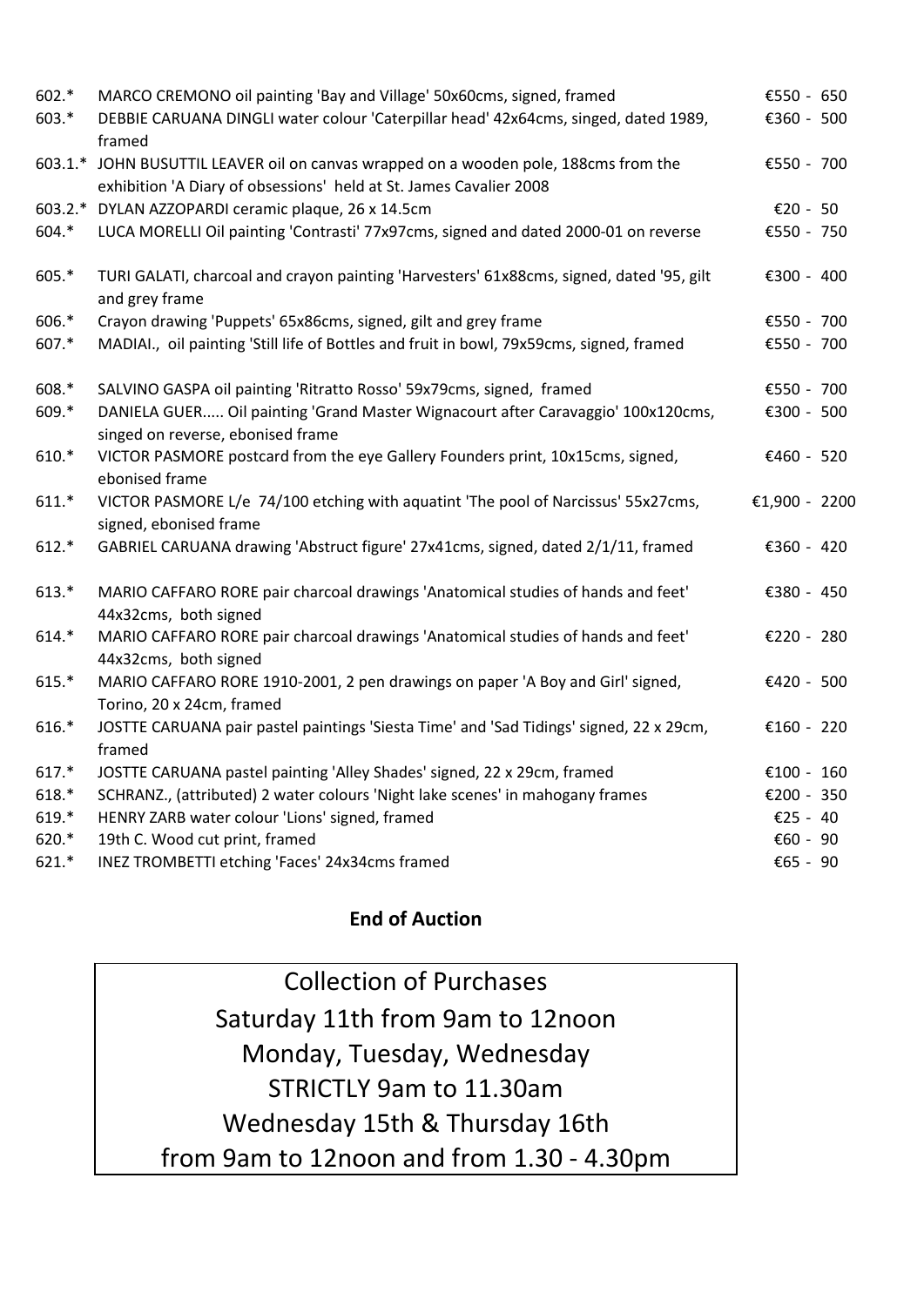| | | |
|---|---|---|
| 602.* | MARCO CREMONO oil painting 'Bay and Village' 50x60cms, signed, framed | €550 - 650 |
| 603.* | DEBBIE CARUANA DINGLI water colour 'Caterpillar head' 42x64cms, singed, dated 1989, framed | €360 - 500 |
| 603.1.* | JOHN BUSUTTIL LEAVER oil on canvas wrapped on a wooden pole, 188cms from the exhibition 'A Diary of obsessions' held at St. James Cavalier 2008 | €550 - 700 |
| 603.2.* | DYLAN AZZOPARDI ceramic plaque, 26 x 14.5cm | €20 - 50 |
| 604.* | LUCA MORELLI Oil painting 'Contrasti' 77x97cms, signed and dated 2000-01 on reverse | €550 - 750 |
| 605.* | TURI GALATI, charcoal and crayon painting 'Harvesters' 61x88cms, signed, dated '95, gilt and grey frame | €300 - 400 |
| 606.* | Crayon drawing 'Puppets' 65x86cms, signed, gilt and grey frame | €550 - 700 |
| 607.* | MADIAI., oil painting 'Still life of Bottles and fruit in bowl, 79x59cms, signed, framed | €550 - 700 |
| 608.* | SALVINO GASPA oil painting 'Ritratto Rosso' 59x79cms, signed, framed | €550 - 700 |
| 609.* | DANIELA GUER..... Oil painting 'Grand Master Wignacourt after Caravaggio' 100x120cms, singed on reverse, ebonised frame | €300 - 500 |
| 610.* | VICTOR PASMORE postcard from the eye Gallery Founders print, 10x15cms, signed, ebonised frame | €460 - 520 |
| 611.* | VICTOR PASMORE L/e 74/100 etching with aquatint 'The pool of Narcissus' 55x27cms, signed, ebonised frame | €1,900 - 2200 |
| 612.* | GABRIEL CARUANA drawing 'Abstruct figure' 27x41cms, signed, dated 2/1/11, framed | €360 - 420 |
| 613.* | MARIO CAFFARO RORE pair charcoal drawings 'Anatomical studies of hands and feet' 44x32cms, both signed | €380 - 450 |
| 614.* | MARIO CAFFARO RORE pair charcoal drawings 'Anatomical studies of hands and feet' 44x32cms, both signed | €220 - 280 |
| 615.* | MARIO CAFFARO RORE 1910-2001, 2 pen drawings on paper 'A Boy and Girl' signed, Torino, 20 x 24cm, framed | €420 - 500 |
| 616.* | JOSTTE CARUANA pair pastel paintings 'Siesta Time' and 'Sad Tidings' signed, 22 x 29cm, framed | €160 - 220 |
| 617.* | JOSTTE CARUANA pastel painting 'Alley Shades' signed, 22 x 29cm, framed | €100 - 160 |
| 618.* | SCHRANZ., (attributed) 2 water colours 'Night lake scenes' in mahogany frames | €200 - 350 |
| 619.* | HENRY ZARB water colour 'Lions' signed, framed | €25 - 40 |
| 620.* | 19th C. Wood cut print, framed | €60 - 90 |
| 621.* | INEZ TROMBETTI etching 'Faces' 24x34cms framed | €65 - 90 |

**End of Auction**

Collection of Purchases
Saturday 11th from 9am to 12noon
Monday, Tuesday, Wednesday
STRICTLY 9am to 11.30am
Wednesday 15th & Thursday 16th
from 9am to 12noon and from 1.30 - 4.30pm